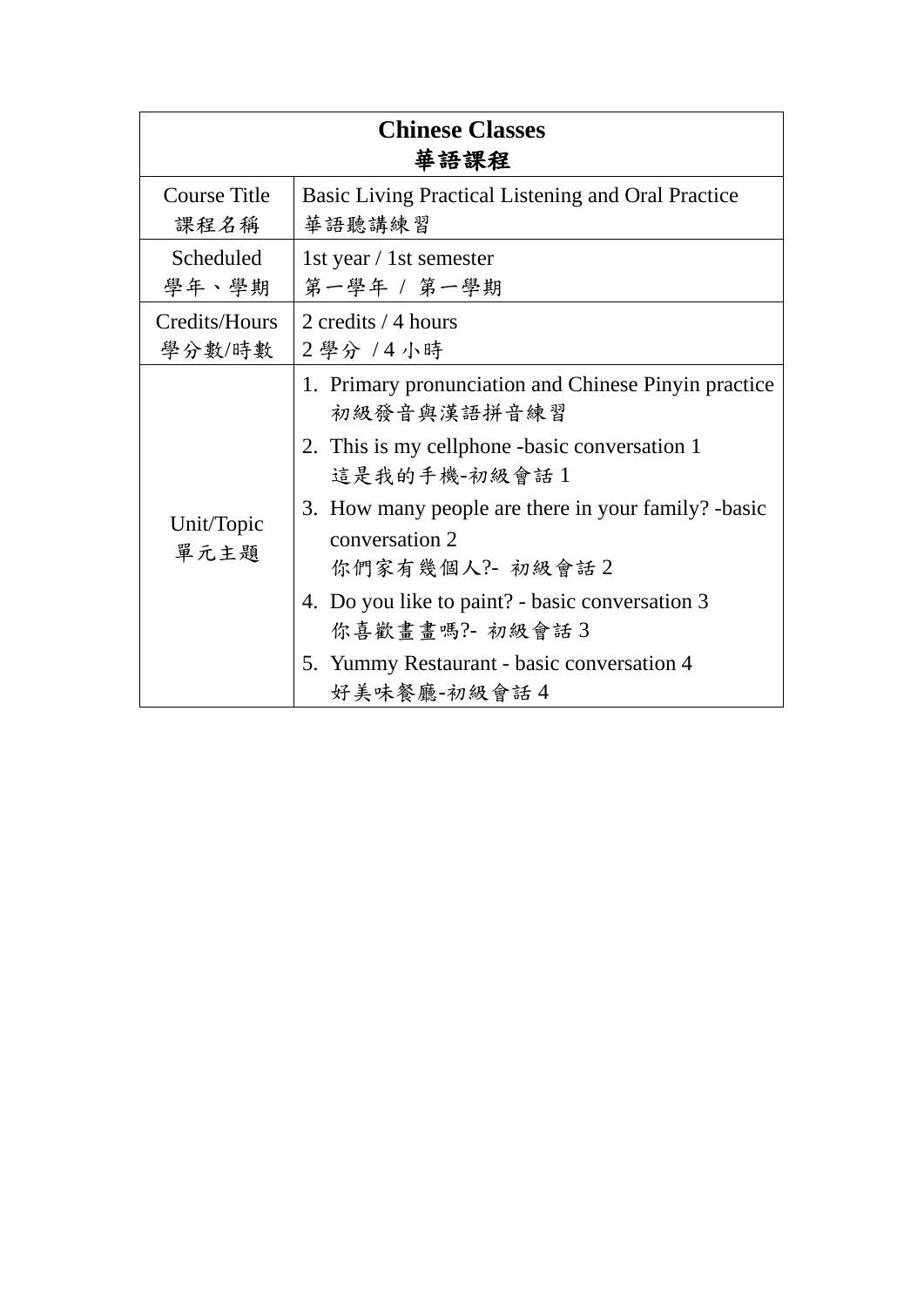| **Chinese Classes**<br>**華語課程** | |
|---|---|
| Course Title<br>課程名稱 | Basic Living Practical Listening and Oral Practice<br>華語聽講練習 |
| Scheduled<br>學年、學期 | 1st year / 1st semester<br>第一學年 / 第一學期 |
| Credits/Hours<br>學分數/時數 | 2 credits / 4 hours<br>2 學分 / 4 小時 |
| Unit/Topic<br>單元主題 | 1. Primary pronunciation and Chinese Pinyin practice<br>初級發音與漢語拼音練習<br>2. This is my cellphone -basic conversation 1<br>這是我的手機-初級會話 1<br>3. How many people are there in your family? -basic conversation 2<br>你們家有幾個人?- 初級會話 2<br>4. Do you like to paint? - basic conversation 3<br>你喜歡畫畫嗎?- 初級會話 3<br>5. Yummy Restaurant - basic conversation 4<br>好美味餐廳-初級會話 4 |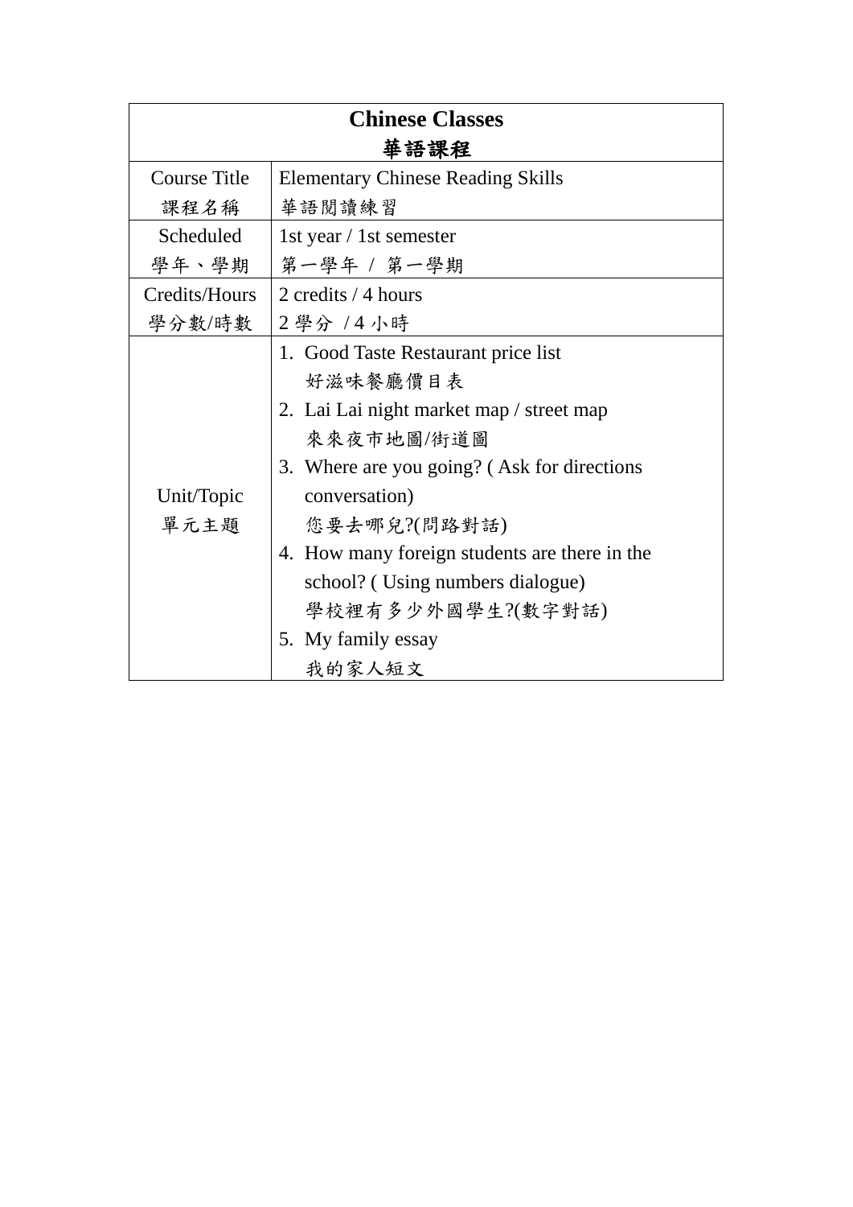| **Chinese Classes**<br>**華語課程** | |
|---|---|
| Course Title<br>課程名稱 | Elementary Chinese Reading Skills<br>華語閱讀練習 |
| Scheduled<br>學年、學期 | 1st year / 1st semester<br>第一學年 / 第一學期 |
| Credits/Hours<br>學分數/時數 | 2 credits / 4 hours<br>2 學分 / 4 小時 |
| Unit/Topic<br>單元主題 | 1. Good Taste Restaurant price list<br>好滋味餐廳價目表<br>2. Lai Lai night market map / street map<br>來來夜市地圖/街道圖<br>3. Where are you going? ( Ask for directions conversation)<br>您要去哪兒?(問路對話)<br>4. How many foreign students are there in the school? ( Using numbers dialogue)<br>學校裡有多少外國學生?(數字對話)<br>5. My family essay<br>我的家人短文 |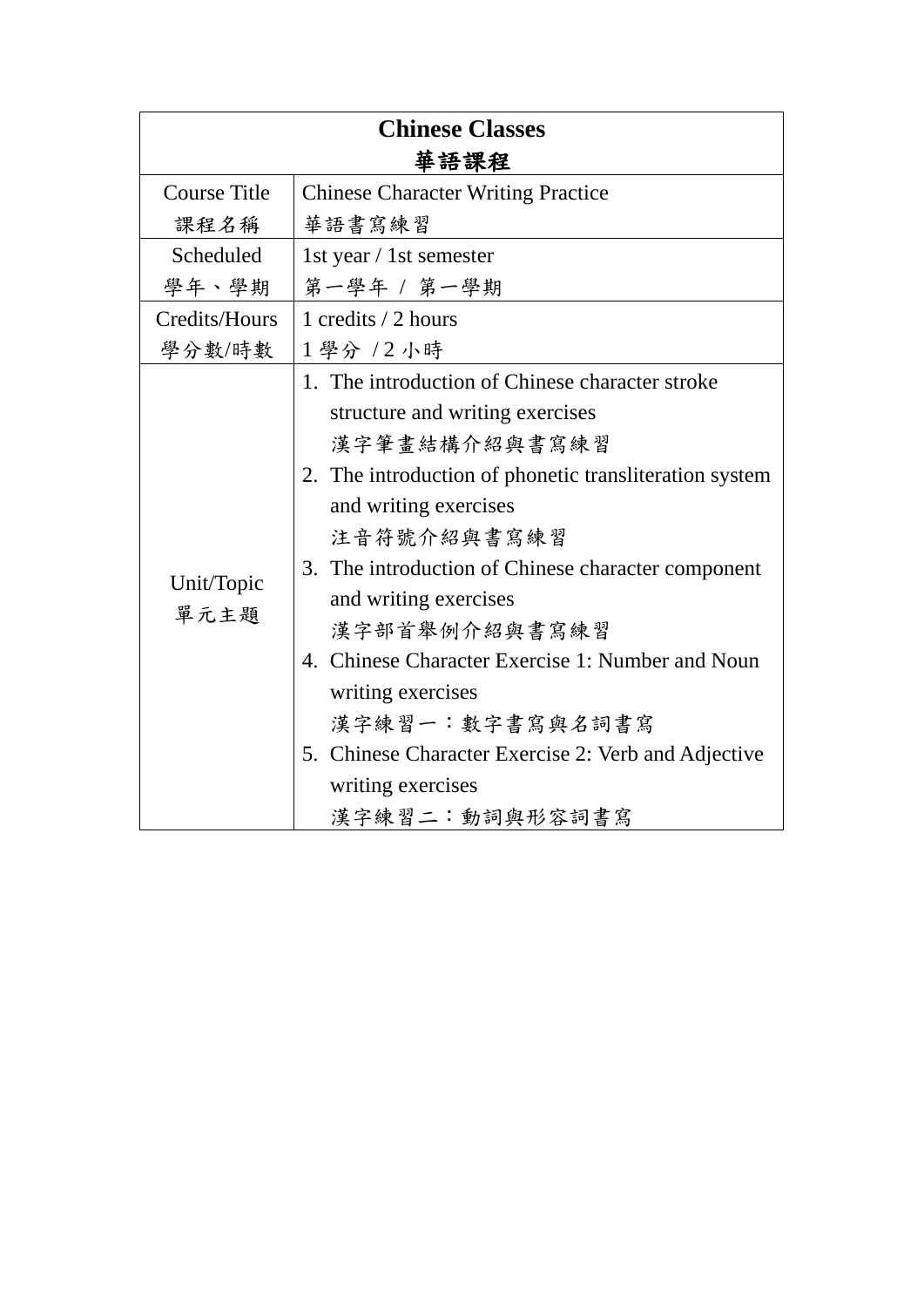| Chinese Classes<br>華語課程 | |
|---|---|
| Course Title<br>課程名稱 | Chinese Character Writing Practice<br>華語書寫練習 |
| Scheduled<br>學年、學期 | 1st year / 1st semester<br>第一學年 / 第一學期 |
| Credits/Hours<br>學分數/時數 | 1 credits / 2 hours<br>1 學分 / 2 小時 |
| Unit/Topic<br>單元主題 | 1. The introduction of Chinese character stroke structure and writing exercises<br>漢字筆畫結構介紹與書寫練習<br>2. The introduction of phonetic transliteration system and writing exercises<br>注音符號介紹與書寫練習<br>3. The introduction of Chinese character component and writing exercises<br>漢字部首舉例介紹與書寫練習<br>4. Chinese Character Exercise 1: Number and Noun writing exercises<br>漢字練習一：數字書寫與名詞書寫<br>5. Chinese Character Exercise 2: Verb and Adjective writing exercises<br>漢字練習二：動詞與形容詞書寫 |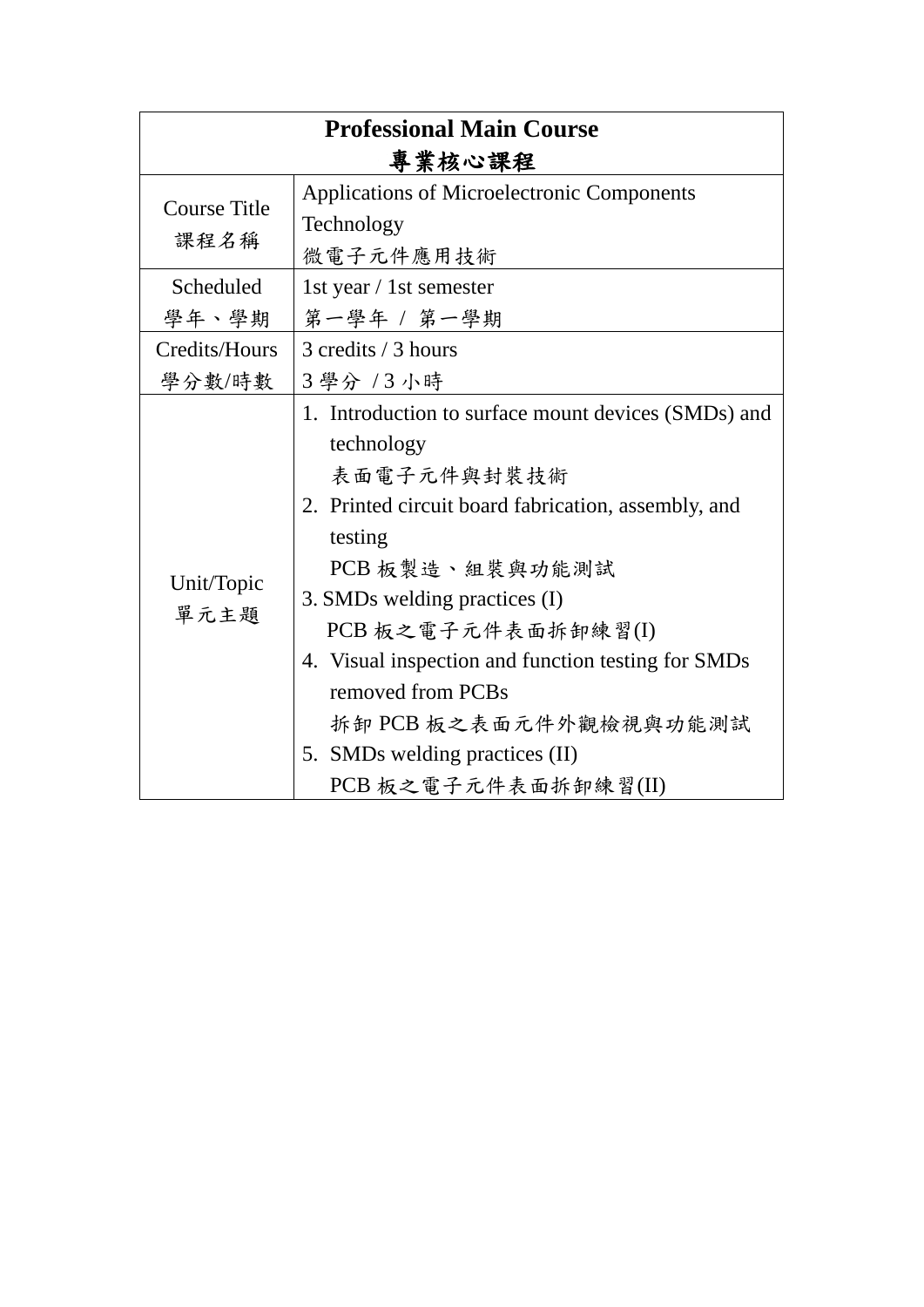| Professional Main Course<br>專業核心課程 | |
|---|---|
| Course Title<br>課程名稱 | Applications of Microelectronic Components Technology<br>微電子元件應用技術 |
| Scheduled<br>學年、學期 | 1st year / 1st semester<br>第一學年 / 第一學期 |
| Credits/Hours<br>學分數/時數 | 3 credits / 3 hours<br>3 學分 / 3 小時 |
| Unit/Topic<br>單元主題 | 1. Introduction to surface mount devices (SMDs) and technology<br>表面電子元件與封裝技術<br>2. Printed circuit board fabrication, assembly, and testing<br>PCB 板製造、組裝與功能測試<br>3. SMDs welding practices (I)<br>PCB 板之電子元件表面拆卸練習(I)<br>4. Visual inspection and function testing for SMDs removed from PCBs<br>拆卸 PCB 板之表面元件外觀檢視與功能測試<br>5. SMDs welding practices (II)<br>PCB 板之電子元件表面拆卸練習(II) |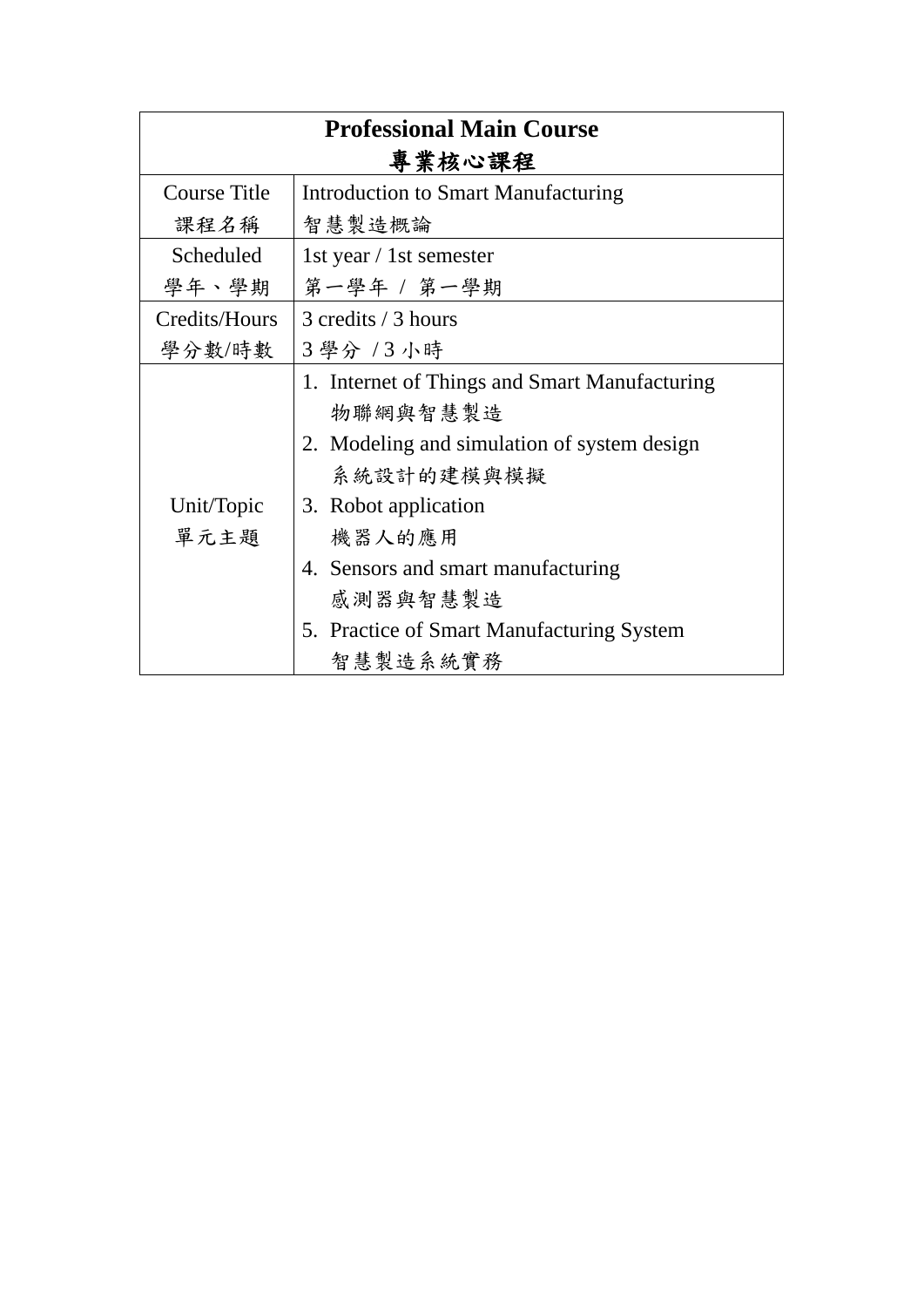| **Professional Main Course<br>專業核心課程** | |
|---|---|
| Course Title<br>課程名稱 | Introduction to Smart Manufacturing<br>智慧製造概論 |
| Scheduled<br>學年、學期 | 1st year / 1st semester<br>第一學年 / 第一學期 |
| Credits/Hours<br>學分數/時數 | 3 credits / 3 hours<br>3 學分 / 3 小時 |
| Unit/Topic<br>單元主題 | 1. Internet of Things and Smart Manufacturing<br>物聯網與智慧製造<br>2. Modeling and simulation of system design<br>系統設計的建模與模擬<br>3. Robot application<br>機器人的應用<br>4. Sensors and smart manufacturing<br>感測器與智慧製造<br>5. Practice of Smart Manufacturing System<br>智慧製造系統實務 |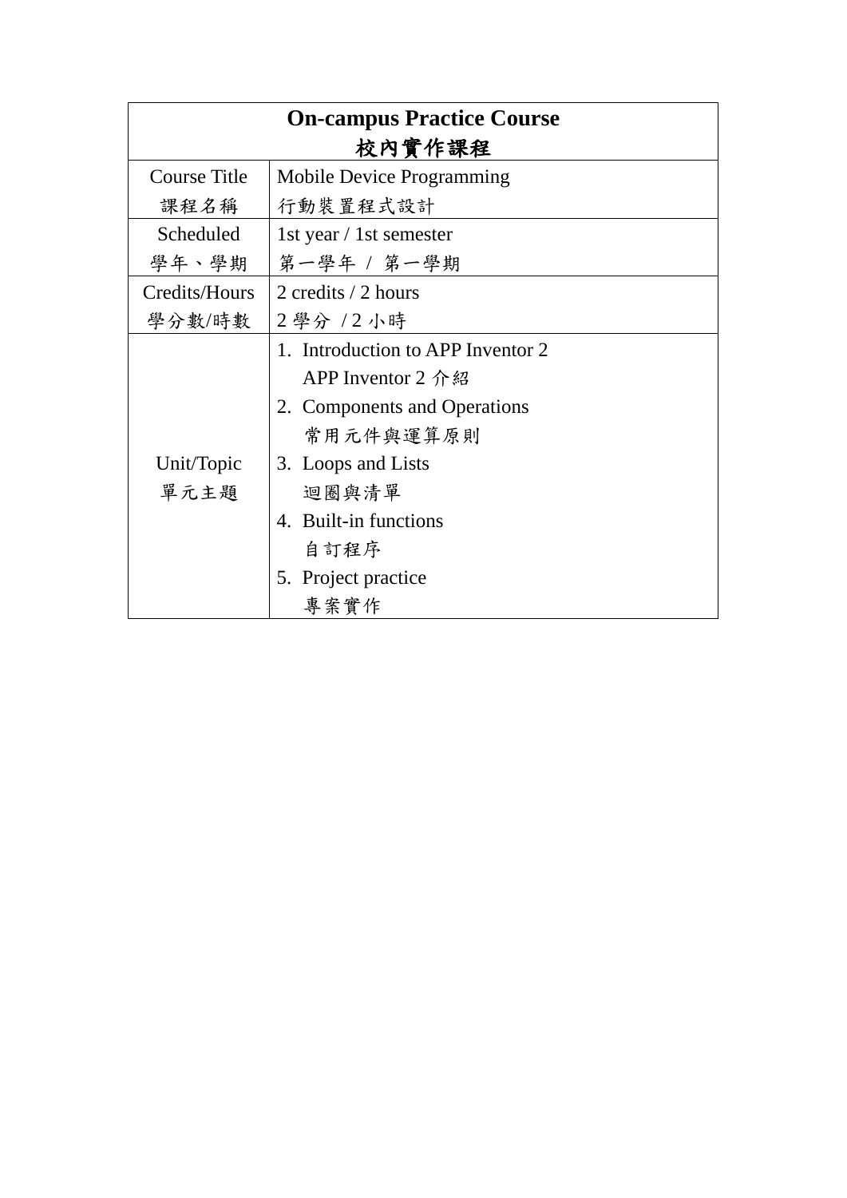| On-campus Practice Course<br>校內實作課程 | |
|---|---|
| Course Title<br>課程名稱 | Mobile Device Programming<br>行動裝置程式設計 |
| Scheduled<br>學年、學期 | 1st year / 1st semester<br>第一學年 / 第一學期 |
| Credits/Hours<br>學分數/時數 | 2 credits / 2 hours<br>2 學分 / 2 小時 |
| Unit/Topic<br>單元主題 | 1. Introduction to APP Inventor 2<br>APP Inventor 2 介紹<br>2. Components and Operations<br>常用元件與運算原則<br>3. Loops and Lists<br>迴圈與清單<br>4. Built-in functions<br>自訂程序<br>5. Project practice<br>專案實作 |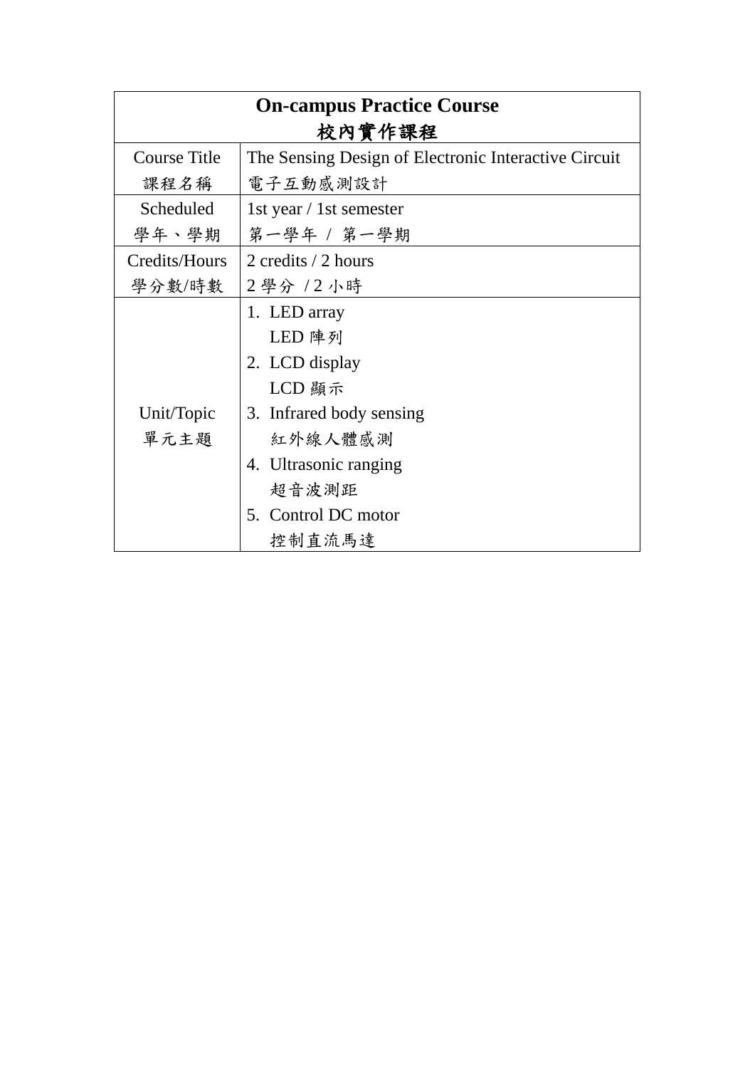| **On-campus Practice Course**<br>**校內實作課程** | |
|---|---|
| Course Title<br>課程名稱 | The Sensing Design of Electronic Interactive Circuit<br>電子互動感測設計 |
| Scheduled<br>學年、學期 | 1st year / 1st semester<br>第一學年 / 第一學期 |
| Credits/Hours<br>學分數/時數 | 2 credits / 2 hours<br>2 學分 / 2 小時 |
| Unit/Topic<br>單元主題 | 1. LED array<br>LED 陣列<br>2. LCD display<br>LCD 顯示<br>3. Infrared body sensing<br>紅外線人體感測<br>4. Ultrasonic ranging<br>超音波測距<br>5. Control DC motor<br>控制直流馬達 |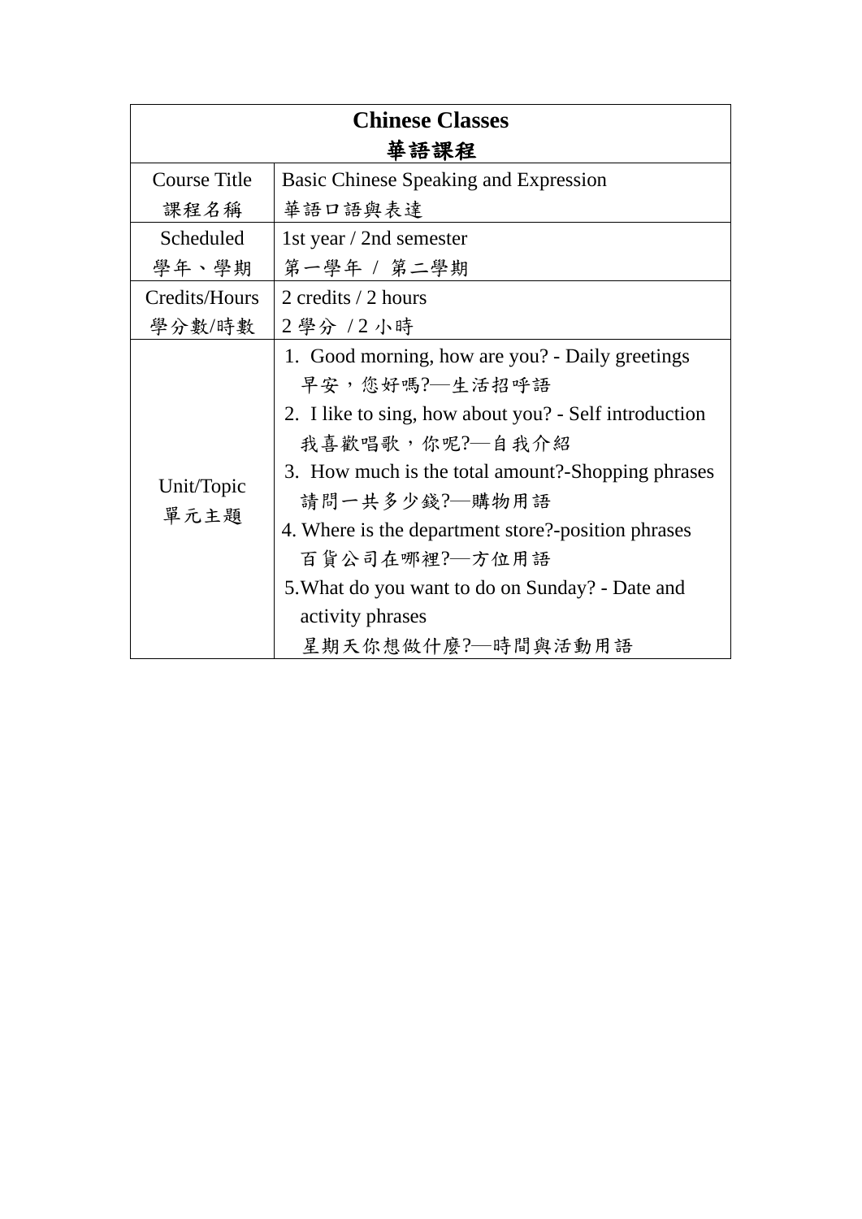| **Chinese Classes**<br>**華語課程** | |
|---|---|
| Course Title<br>課程名稱 | Basic Chinese Speaking and Expression<br>華語口語與表達 |
| Scheduled<br>學年、學期 | 1st year / 2nd semester<br>第一學年 / 第二學期 |
| Credits/Hours<br>學分數/時數 | 2 credits / 2 hours<br>2 學分 / 2 小時 |
| Unit/Topic<br>單元主題 | 1. Good morning, how are you? - Daily greetings<br>早安，您好嗎?—生活招呼語<br>2. I like to sing, how about you? - Self introduction<br>我喜歡唱歌，你呢?—自我介紹<br>3. How much is the total amount?-Shopping phrases<br>請問一共多少錢?—購物用語<br>4. Where is the department store?-position phrases<br>百貨公司在哪裡?—方位用語<br>5.What do you want to do on Sunday? - Date and activity phrases<br>星期天你想做什麼?—時間與活動用語 |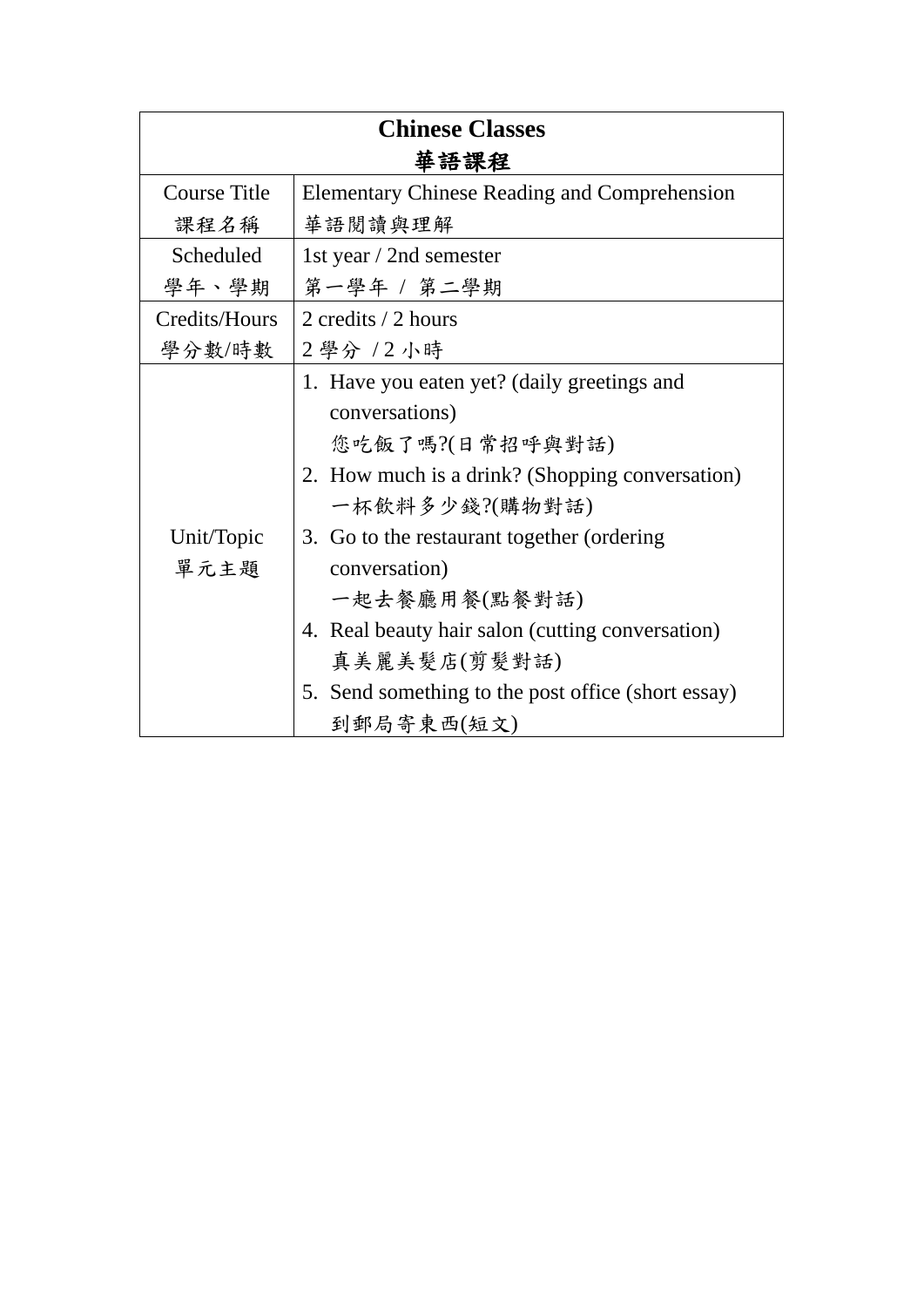| **Chinese Classes**<br>**華語課程** | |
|---|---|
| Course Title<br>課程名稱 | Elementary Chinese Reading and Comprehension<br>華語閱讀與理解 |
| Scheduled<br>學年、學期 | 1st year / 2nd semester<br>第一學年 / 第二學期 |
| Credits/Hours<br>學分數/時數 | 2 credits / 2 hours<br>2 學分 / 2 小時 |
| Unit/Topic<br>單元主題 | 1. Have you eaten yet? (daily greetings and conversations)<br>您吃飯了嗎?(日常招呼與對話)<br>2. How much is a drink? (Shopping conversation)<br>一杯飲料多少錢?(購物對話)<br>3. Go to the restaurant together (ordering conversation)<br>一起去餐廳用餐(點餐對話)<br>4. Real beauty hair salon (cutting conversation)<br>真美麗美髮店(剪髮對話)<br>5. Send something to the post office (short essay)<br>到郵局寄東西(短文) |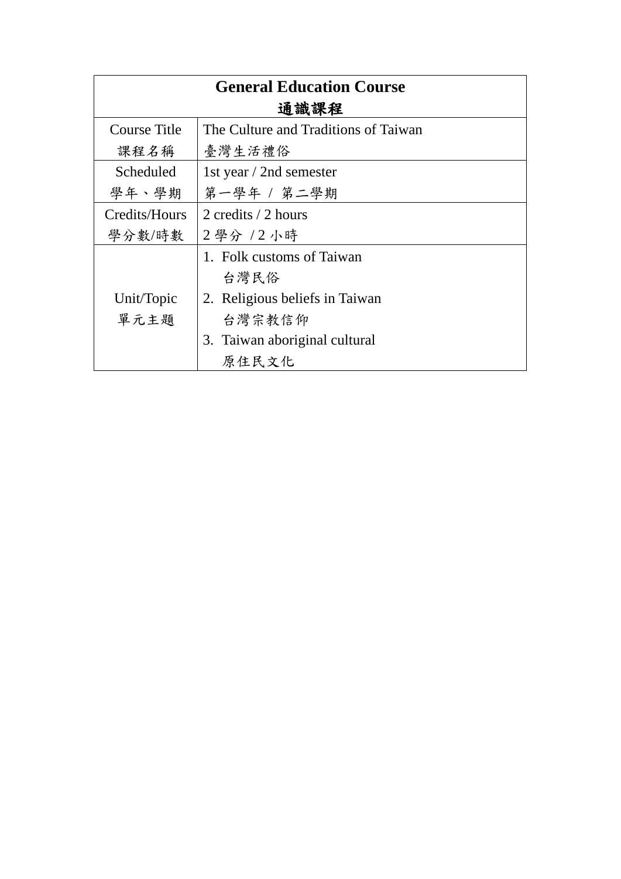| General Education Course<br>通識課程 | |
|---|---|
| Course Title<br>課程名稱 | The Culture and Traditions of Taiwan<br>臺灣生活禮俗 |
| Scheduled<br>學年、學期 | 1st year / 2nd semester<br>第一學年 / 第二學期 |
| Credits/Hours<br>學分數/時數 | 2 credits / 2 hours<br>2 學分 / 2 小時 |
| Unit/Topic<br>單元主題 | 1. Folk customs of Taiwan<br>台灣民俗<br>2. Religious beliefs in Taiwan<br>台灣宗教信仰<br>3. Taiwan aboriginal cultural<br>原住民文化 |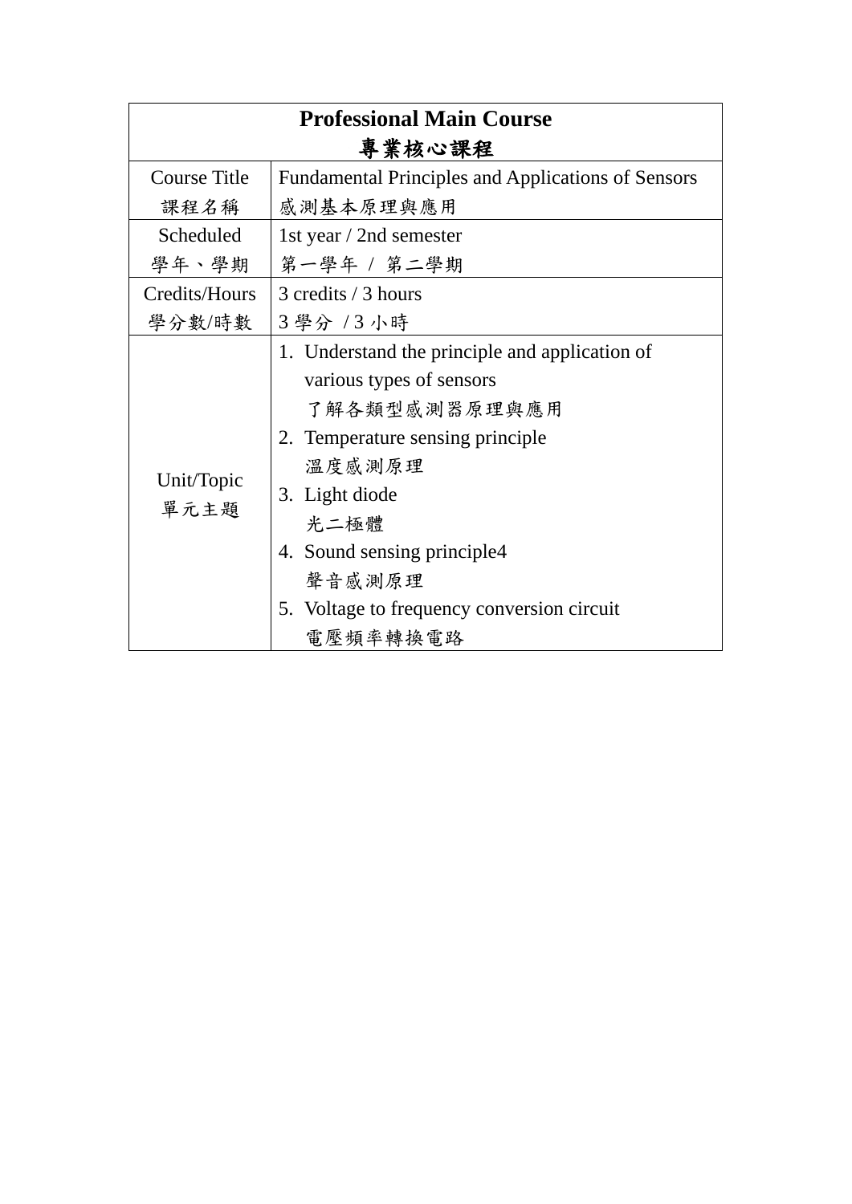| **Professional Main Course**<br>**專業核心課程** | |
|---|---|
| Course Title<br>課程名稱 | Fundamental Principles and Applications of Sensors<br>感測基本原理與應用 |
| Scheduled<br>學年、學期 | 1st year / 2nd semester<br>第一學年 / 第二學期 |
| Credits/Hours<br>學分數/時數 | 3 credits / 3 hours<br>3 學分 / 3 小時 |
| Unit/Topic<br>單元主題 | 1. Understand the principle and application of various types of sensors<br>了解各類型感測器原理與應用<br>2. Temperature sensing principle<br>溫度感測原理<br>3. Light diode<br>光二極體<br>4. Sound sensing principle4<br>聲音感測原理<br>5. Voltage to frequency conversion circuit<br>電壓頻率轉換電路 |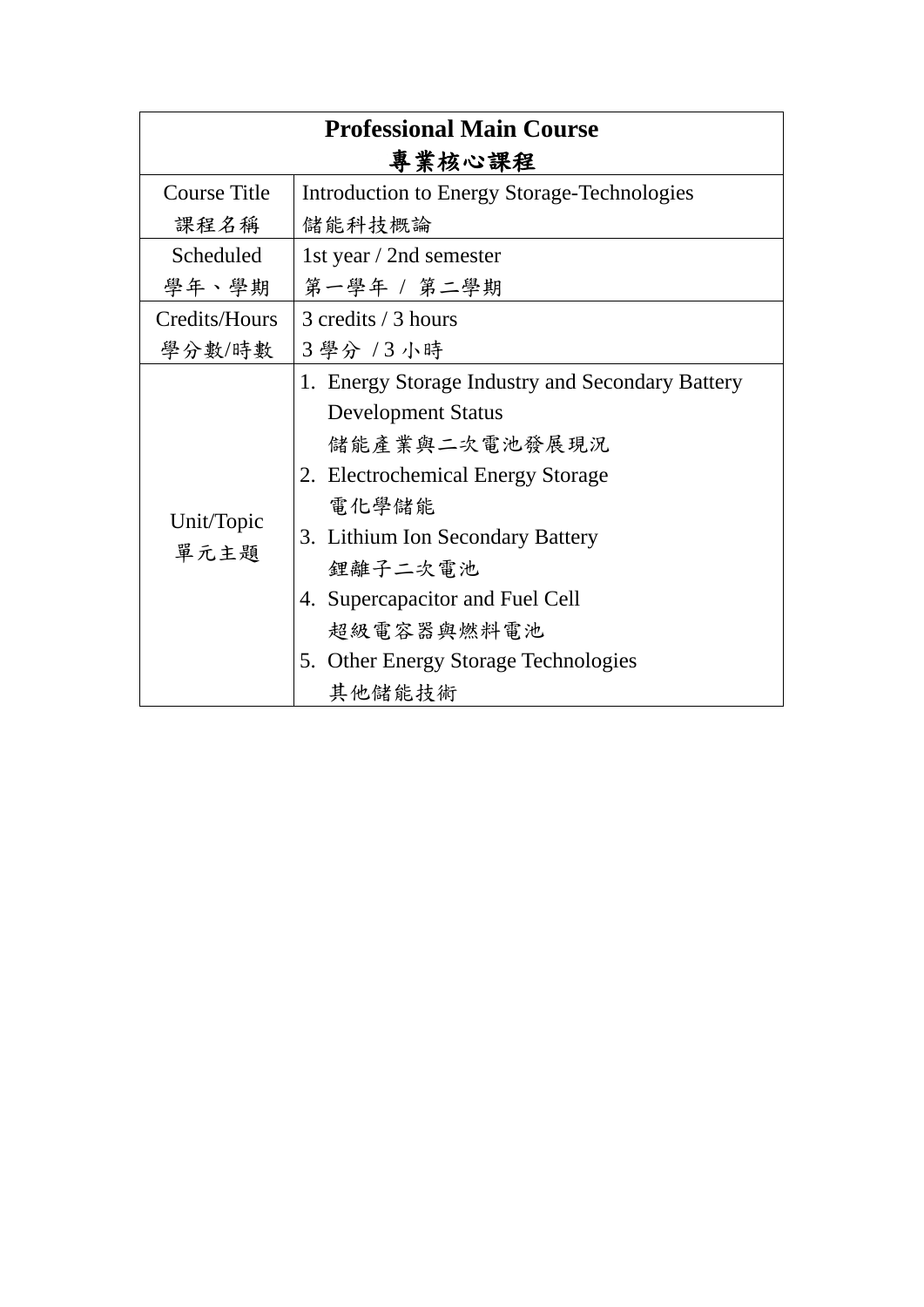| **Professional Main Course**<br>**專業核心課程** | |
|---|---|
| Course Title<br>課程名稱 | Introduction to Energy Storage-Technologies<br>儲能科技概論 |
| Scheduled<br>學年、學期 | 1st year / 2nd semester<br>第一學年 / 第二學期 |
| Credits/Hours<br>學分數/時數 | 3 credits / 3 hours<br>3 學分 / 3 小時 |
| Unit/Topic<br>單元主題 | 1. Energy Storage Industry and Secondary Battery Development Status<br>儲能產業與二次電池發展現況<br>2. Electrochemical Energy Storage<br>電化學儲能<br>3. Lithium Ion Secondary Battery<br>鋰離子二次電池<br>4. Supercapacitor and Fuel Cell<br>超級電容器與燃料電池<br>5. Other Energy Storage Technologies<br>其他儲能技術 |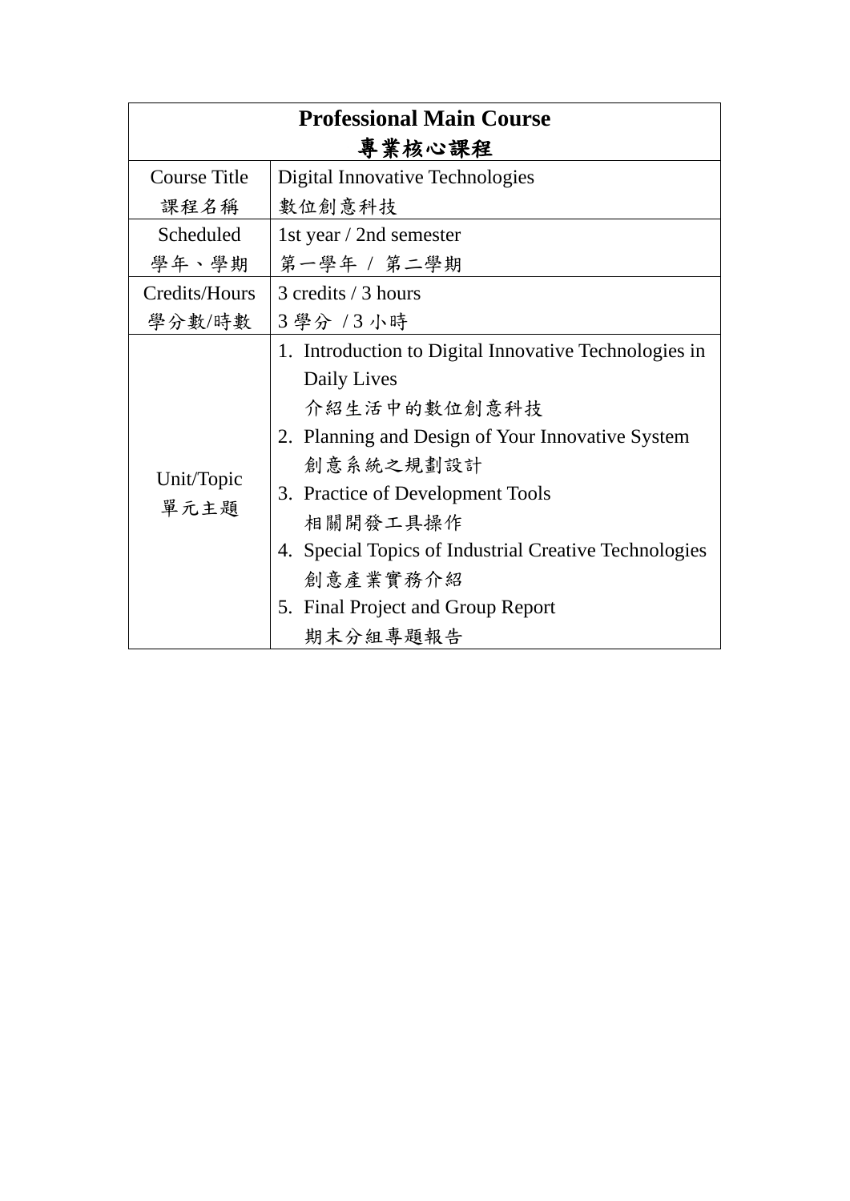| **Professional Main Course**<br>**專業核心課程** | |
|---|---|
| Course Title<br>課程名稱 | Digital Innovative Technologies<br>數位創意科技 |
| Scheduled<br>學年、學期 | 1st year / 2nd semester<br>第一學年 / 第二學期 |
| Credits/Hours<br>學分數/時數 | 3 credits / 3 hours<br>3 學分 / 3 小時 |
| Unit/Topic<br>單元主題 | 1. Introduction to Digital Innovative Technologies in Daily Lives<br>介紹生活中的數位創意科技<br>2. Planning and Design of Your Innovative System<br>創意系統之規劃設計<br>3. Practice of Development Tools<br>相關開發工具操作<br>4. Special Topics of Industrial Creative Technologies<br>創意產業實務介紹<br>5. Final Project and Group Report<br>期末分組專題報告 |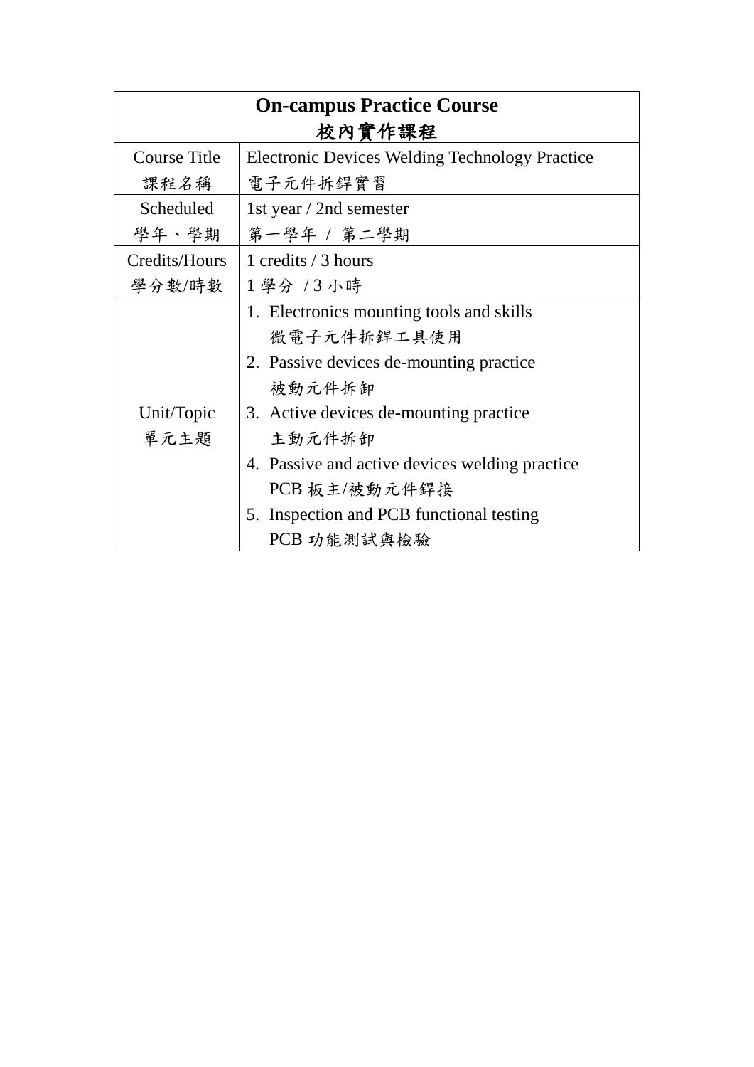| On-campus Practice Course<br>校內實作課程 | |
|---|---|
| Course Title<br>課程名稱 | Electronic Devices Welding Technology Practice<br>電子元件拆銲實習 |
| Scheduled<br>學年、學期 | 1st year / 2nd semester<br>第一學年 / 第二學期 |
| Credits/Hours<br>學分數/時數 | 1 credits / 3 hours<br>1 學分 / 3 小時 |
| Unit/Topic<br>單元主題 | 1. Electronics mounting tools and skills<br>微電子元件拆銲工具使用<br>2. Passive devices de-mounting practice<br>被動元件拆卸<br>3. Active devices de-mounting practice<br>主動元件拆卸<br>4. Passive and active devices welding practice<br>PCB 板主/被動元件銲接<br>5. Inspection and PCB functional testing<br>PCB 功能測試與檢驗 |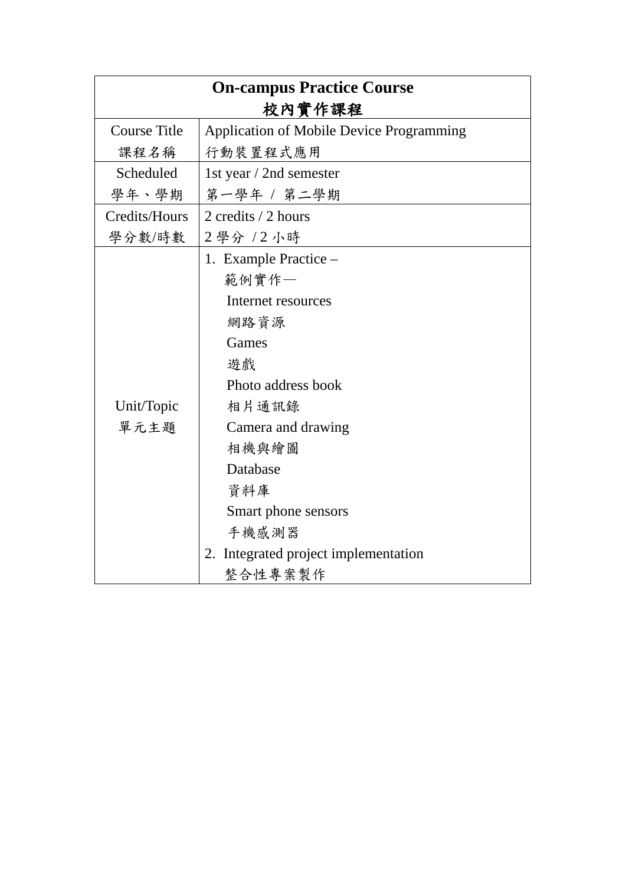| On-campus Practice Course<br>校內實作課程 | |
|---|---|
| Course Title<br>課程名稱 | Application of Mobile Device Programming<br>行動裝置程式應用 |
| Scheduled<br>學年、學期 | 1st year / 2nd semester<br>第一學年 / 第二學期 |
| Credits/Hours<br>學分數/時數 | 2 credits / 2 hours<br>2 學分 / 2 小時 |
| Unit/Topic<br>單元主題 | 1. Example Practice –<br>範例實作—<br>Internet resources<br>網路資源<br>Games<br>遊戲<br>Photo address book<br>相片通訊錄<br>Camera and drawing<br>相機與繪圖<br>Database<br>資料庫<br>Smart phone sensors<br>手機感測器<br>2. Integrated project implementation<br>整合性專案製作 |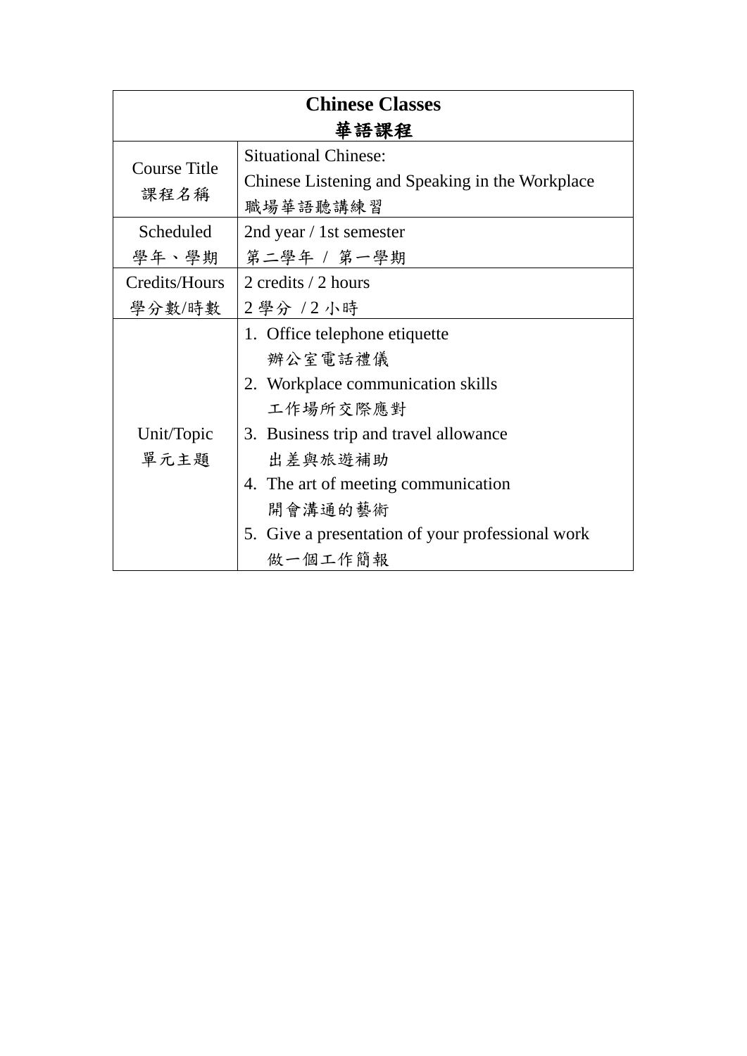<table>
<tr><th colspan="2">Chinese Classes<br>華語課程</th></tr>
<tr><td>Course Title<br>課程名稱</td><td>Situational Chinese:<br>Chinese Listening and Speaking in the Workplace<br>職場華語聽講練習</td></tr>
<tr><td>Scheduled<br>學年、學期</td><td>2nd year / 1st semester<br>第二學年 / 第一學期</td></tr>
<tr><td>Credits/Hours<br>學分數/時數</td><td>2 credits / 2 hours<br>2 學分 / 2 小時</td></tr>
<tr><td>Unit/Topic<br>單元主題</td><td>1. Office telephone etiquette<br>辦公室電話禮儀<br>2. Workplace communication skills<br>工作場所交際應對<br>3. Business trip and travel allowance<br>出差與旅遊補助<br>4. The art of meeting communication<br>開會溝通的藝術<br>5. Give a presentation of your professional work<br>做一個工作簡報</td></tr>
</table>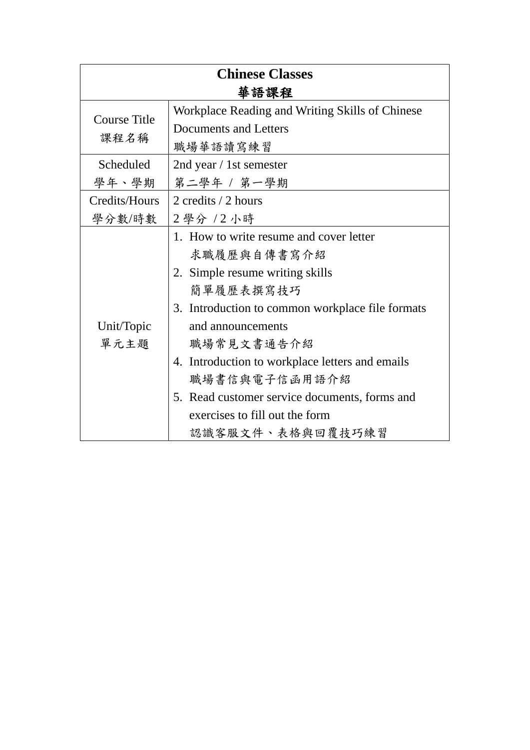| **Chinese Classes**<br>**華語課程** | |
|---|---|
| Course Title<br>課程名稱 | Workplace Reading and Writing Skills of Chinese Documents and Letters<br>職場華語讀寫練習 |
| Scheduled<br>學年、學期 | 2nd year / 1st semester<br>第二學年 / 第一學期 |
| Credits/Hours<br>學分數/時數 | 2 credits / 2 hours<br>2 學分 / 2 小時 |
| Unit/Topic<br>單元主題 | 1. How to write resume and cover letter<br>求職履歷與自傳書寫介紹<br>2. Simple resume writing skills<br>簡單履歷表撰寫技巧<br>3. Introduction to common workplace file formats and announcements<br>職場常見文書通告介紹<br>4. Introduction to workplace letters and emails<br>職場書信與電子信函用語介紹<br>5. Read customer service documents, forms and exercises to fill out the form<br>認識客服文件、表格與回覆技巧練習 |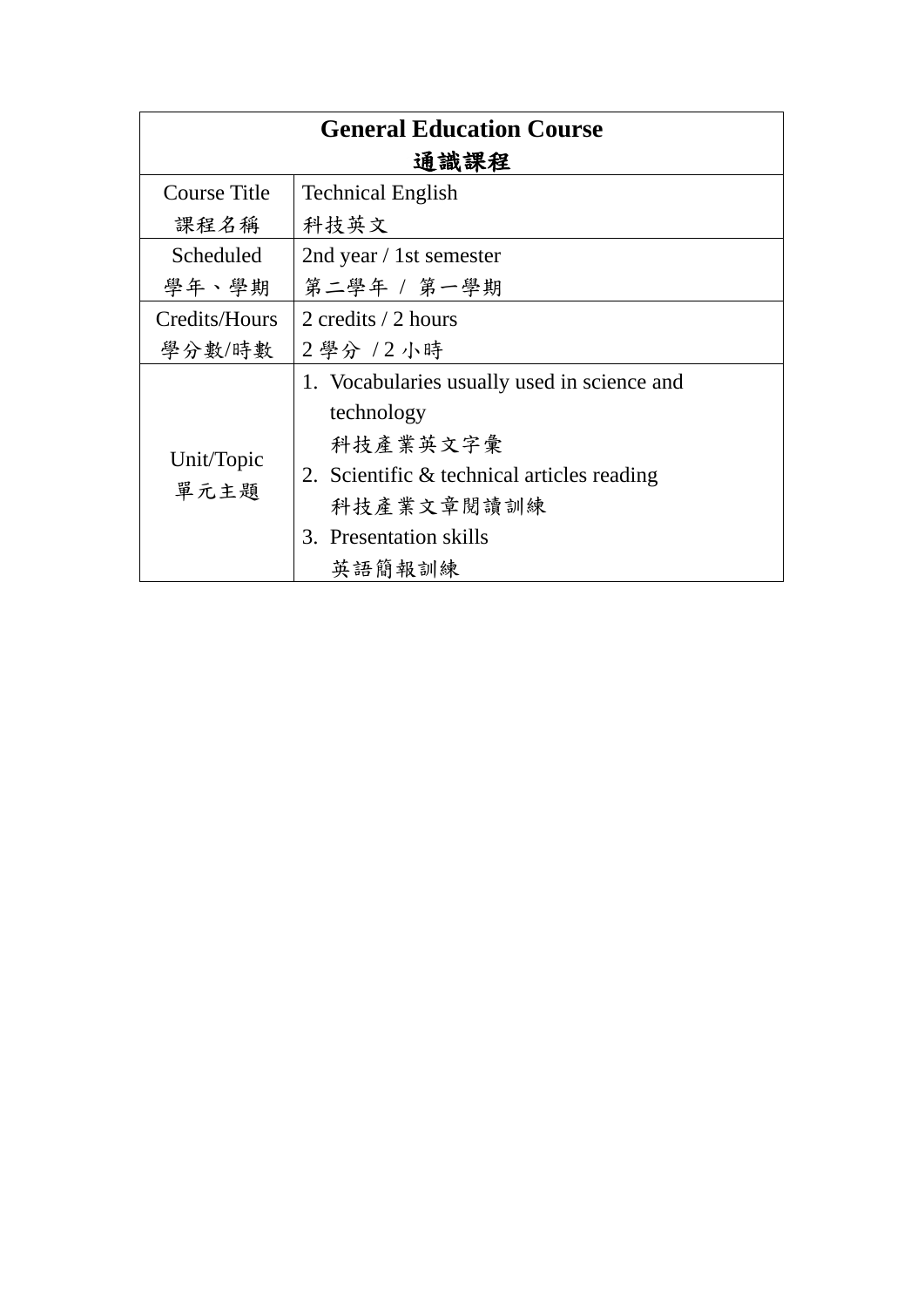| General Education Course<br>通識課程 | |
|---|---|
| Course Title<br>課程名稱 | Technical English<br>科技英文 |
| Scheduled<br>學年、學期 | 2nd year / 1st semester<br>第二學年 / 第一學期 |
| Credits/Hours<br>學分數/時數 | 2 credits / 2 hours<br>2 學分 / 2 小時 |
| Unit/Topic<br>單元主題 | 1. Vocabularies usually used in science and technology<br>科技產業英文字彙<br>2. Scientific & technical articles reading<br>科技產業文章閱讀訓練<br>3. Presentation skills<br>英語簡報訓練 |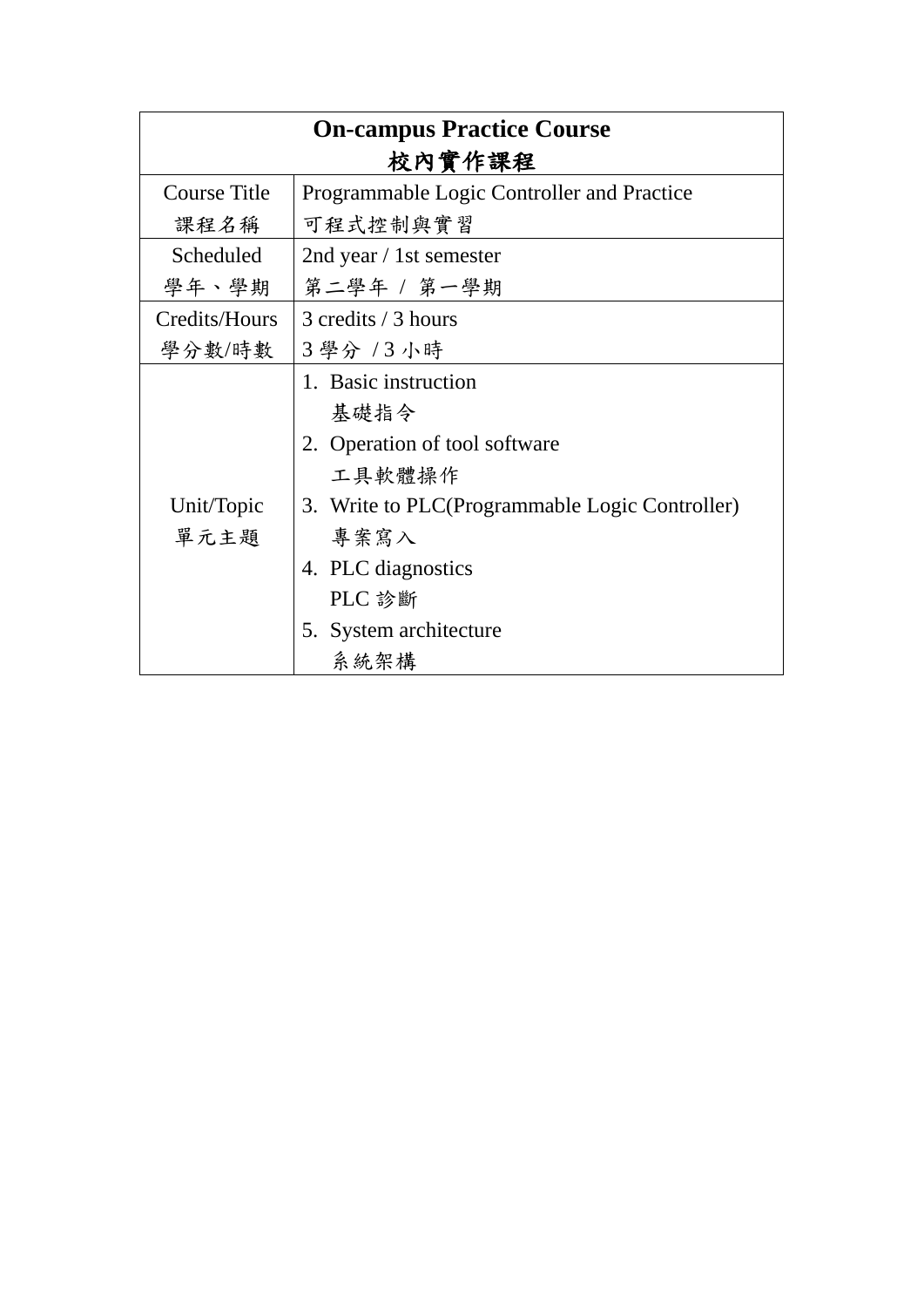| On-campus Practice Course<br>校內實作課程 | |
|---|---|
| Course Title<br>課程名稱 | Programmable Logic Controller and Practice<br>可程式控制與實習 |
| Scheduled<br>學年、學期 | 2nd year / 1st semester<br>第二學年 / 第一學期 |
| Credits/Hours<br>學分數/時數 | 3 credits / 3 hours<br>3 學分 / 3 小時 |
| Unit/Topic<br>單元主題 | 1. Basic instruction<br>基礎指令<br>2. Operation of tool software<br>工具軟體操作<br>3. Write to PLC(Programmable Logic Controller)<br>專案寫入<br>4. PLC diagnostics<br>PLC 診斷<br>5. System architecture<br>系統架構 |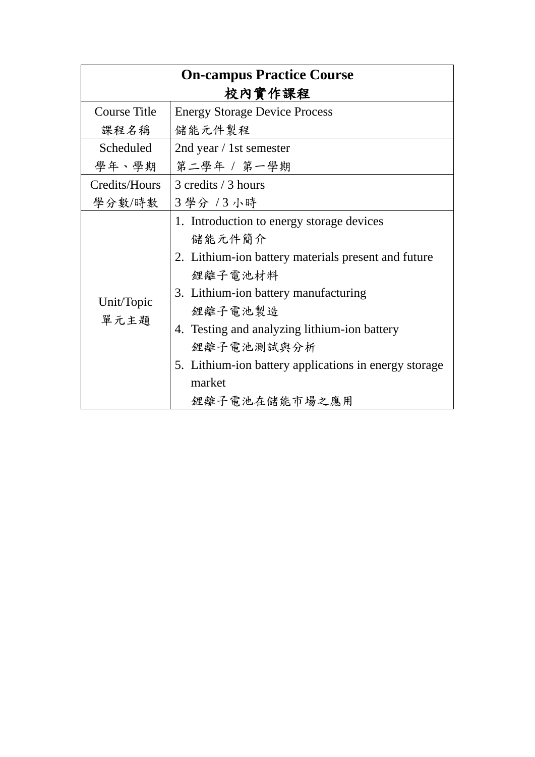| On-campus Practice Course<br>校內實作課程 | |
|---|---|
| Course Title<br>課程名稱 | Energy Storage Device Process<br>儲能元件製程 |
| Scheduled<br>學年、學期 | 2nd year / 1st semester<br>第二學年 / 第一學期 |
| Credits/Hours<br>學分數/時數 | 3 credits / 3 hours<br>3 學分 / 3 小時 |
| Unit/Topic<br>單元主題 | 1. Introduction to energy storage devices<br>儲能元件簡介<br>2. Lithium-ion battery materials present and future<br>鋰離子電池材料<br>3. Lithium-ion battery manufacturing<br>鋰離子電池製造<br>4. Testing and analyzing lithium-ion battery<br>鋰離子電池測試與分析<br>5. Lithium-ion battery applications in energy storage market<br>鋰離子電池在儲能市場之應用 |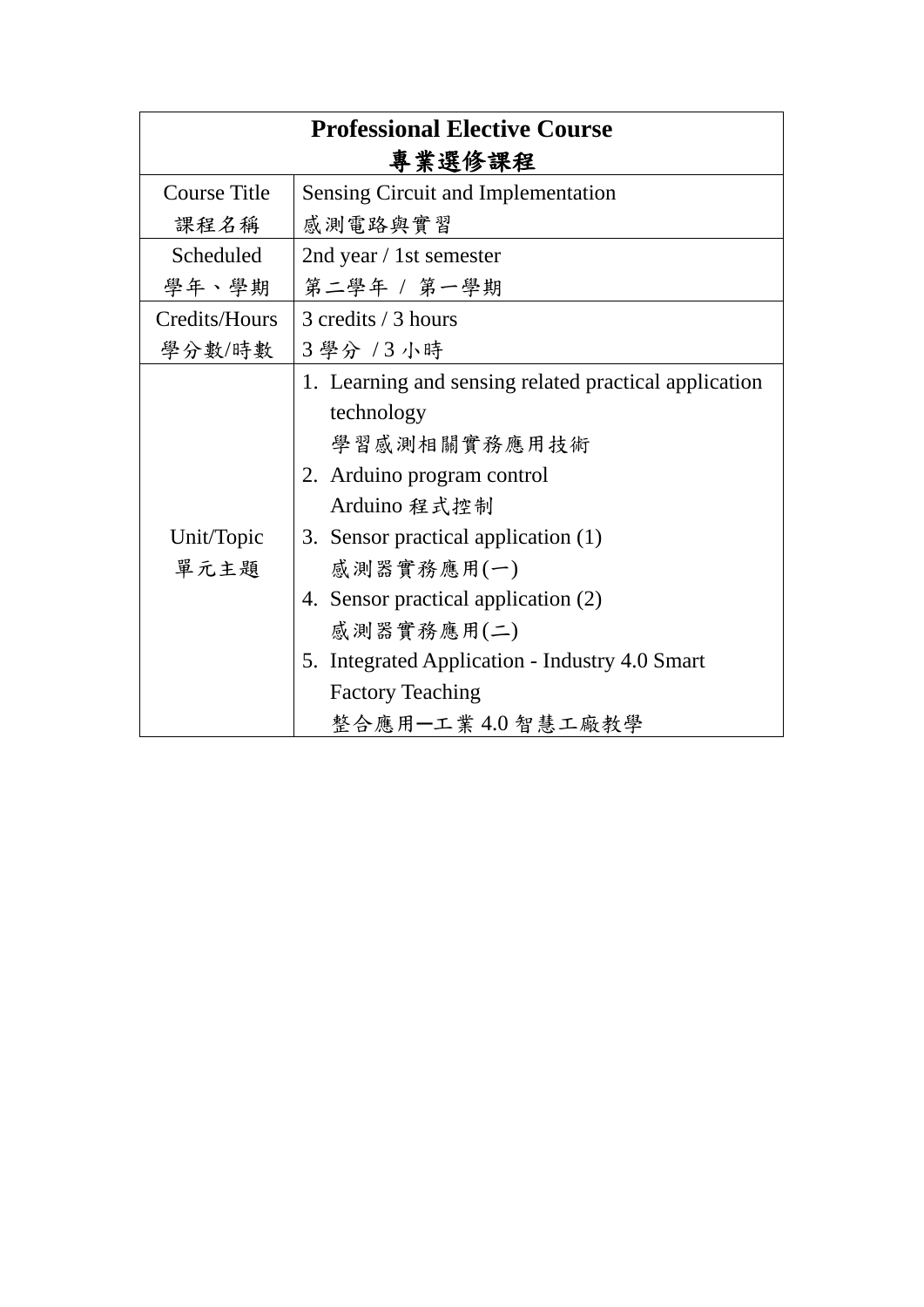| **Professional Elective Course**<br>**專業選修課程** | |
|---|---|
| Course Title<br>課程名稱 | Sensing Circuit and Implementation<br>感測電路與實習 |
| Scheduled<br>學年、學期 | 2nd year / 1st semester<br>第二學年 / 第一學期 |
| Credits/Hours<br>學分數/時數 | 3 credits / 3 hours<br>3 學分 / 3 小時 |
| Unit/Topic<br>單元主題 | 1. Learning and sensing related practical application technology<br>學習感測相關實務應用技術<br>2. Arduino program control<br>Arduino 程式控制<br>3. Sensor practical application (1)<br>感測器實務應用(一)<br>4. Sensor practical application (2)<br>感測器實務應用(二)<br>5. Integrated Application - Industry 4.0 Smart Factory Teaching<br>整合應用ー工業 4.0 智慧工廠教學 |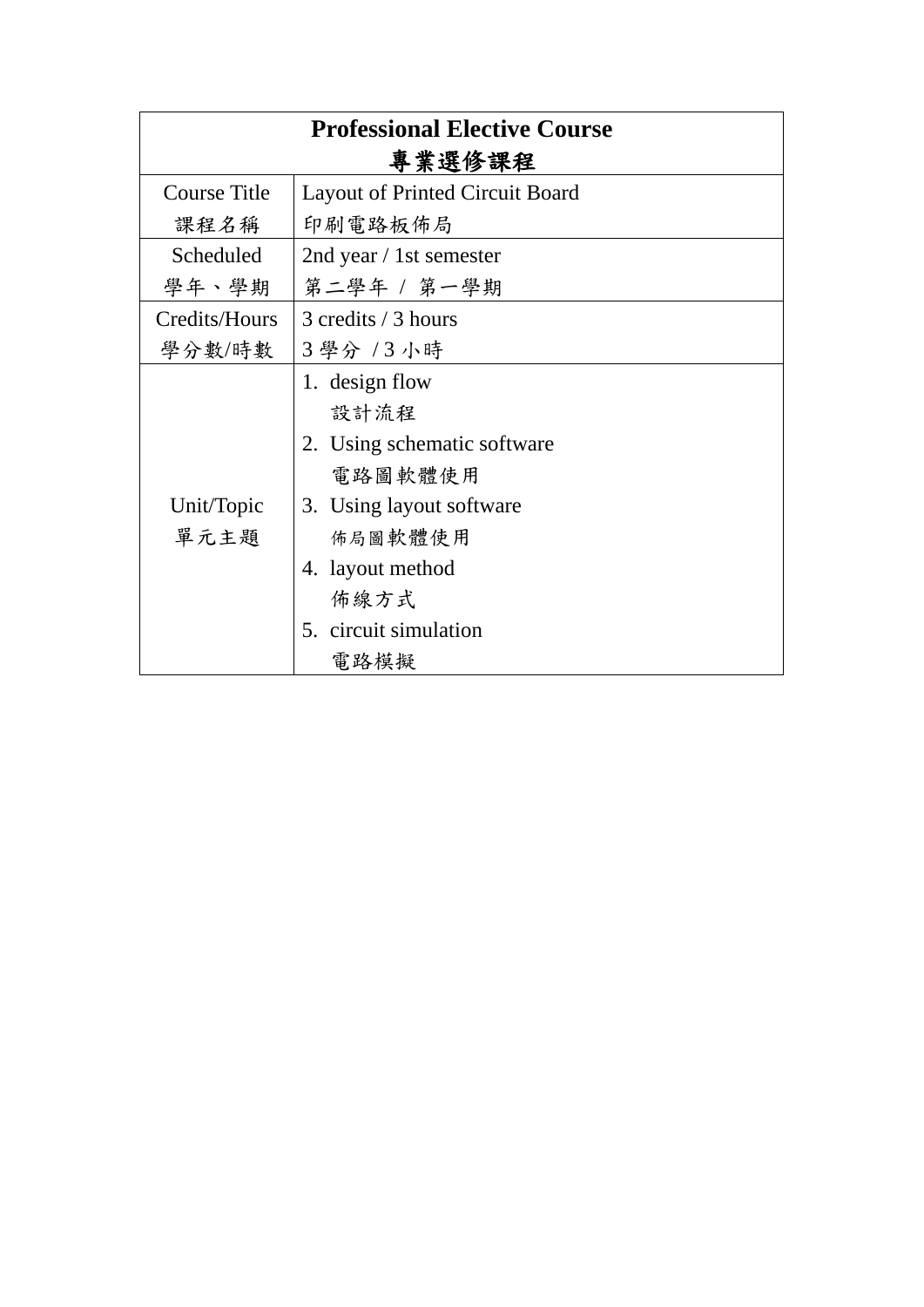| Professional Elective Course<br>專業選修課程 | |
|---|---|
| Course Title<br>課程名稱 | Layout of Printed Circuit Board<br>印刷電路板佈局 |
| Scheduled<br>學年、學期 | 2nd year / 1st semester<br>第二學年 / 第一學期 |
| Credits/Hours<br>學分數/時數 | 3 credits / 3 hours<br>3 學分 / 3 小時 |
| Unit/Topic<br>單元主題 | 1. design flow<br>設計流程<br>2. Using schematic software<br>電路圖軟體使用<br>3. Using layout software<br>佈局圖軟體使用<br>4. layout method<br>佈線方式<br>5. circuit simulation<br>電路模擬 |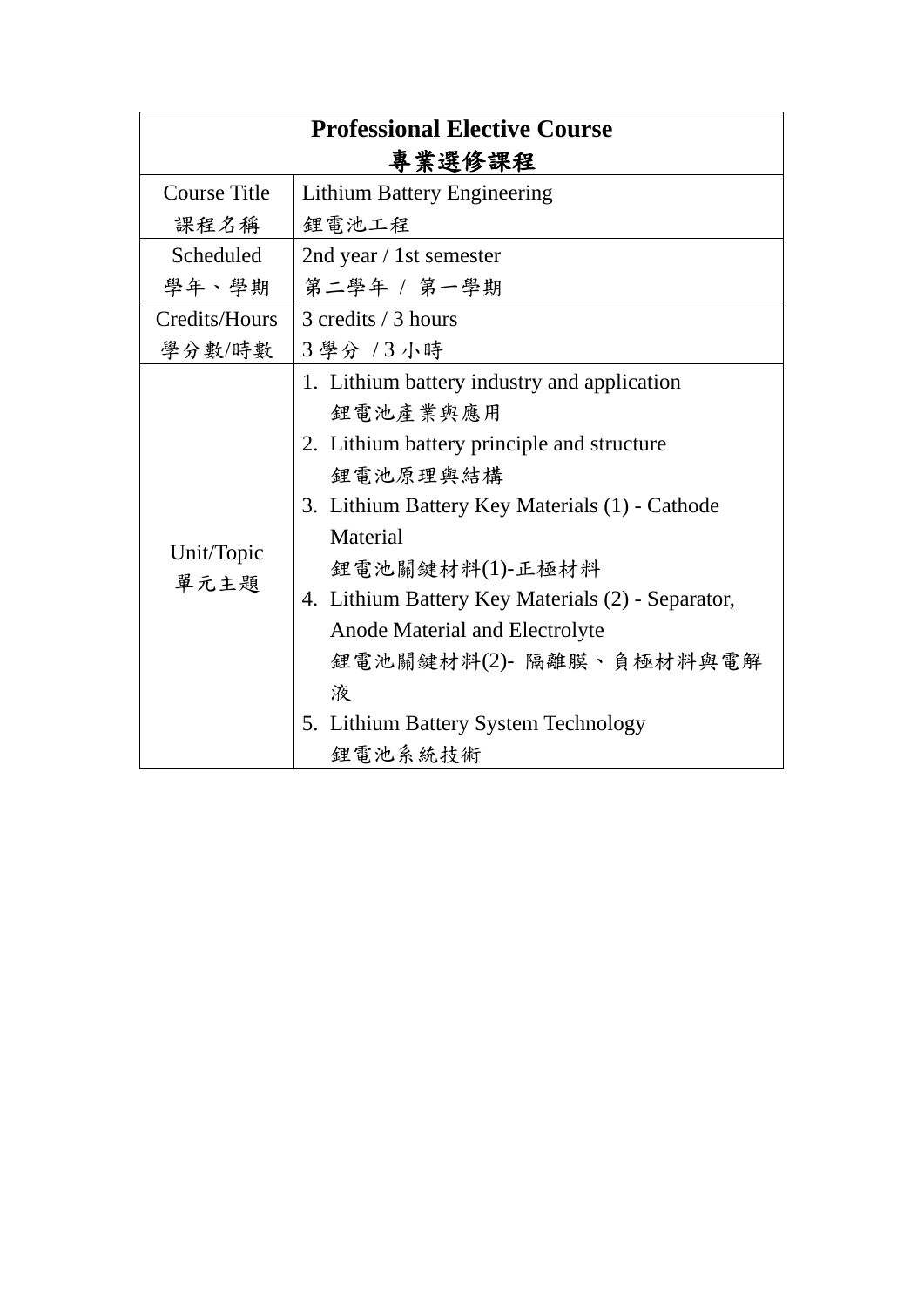<table>
<tr><th colspan="2">Professional Elective Course<br>專業選修課程</th></tr>
<tr><td>Course Title<br>課程名稱</td><td>Lithium Battery Engineering<br>鋰電池工程</td></tr>
<tr><td>Scheduled<br>學年、學期</td><td>2nd year / 1st semester<br>第二學年 / 第一學期</td></tr>
<tr><td>Credits/Hours<br>學分數/時數</td><td>3 credits / 3 hours<br>3 學分 / 3 小時</td></tr>
<tr><td>Unit/Topic<br>單元主題</td><td>1. Lithium battery industry and application<br>鋰電池產業與應用<br>2. Lithium battery principle and structure<br>鋰電池原理與結構<br>3. Lithium Battery Key Materials (1) - Cathode Material<br>鋰電池關鍵材料(1)-正極材料<br>4. Lithium Battery Key Materials (2) - Separator, Anode Material and Electrolyte<br>鋰電池關鍵材料(2)- 隔離膜、負極材料與電解液<br>5. Lithium Battery System Technology<br>鋰電池系統技術</td></tr>
</table>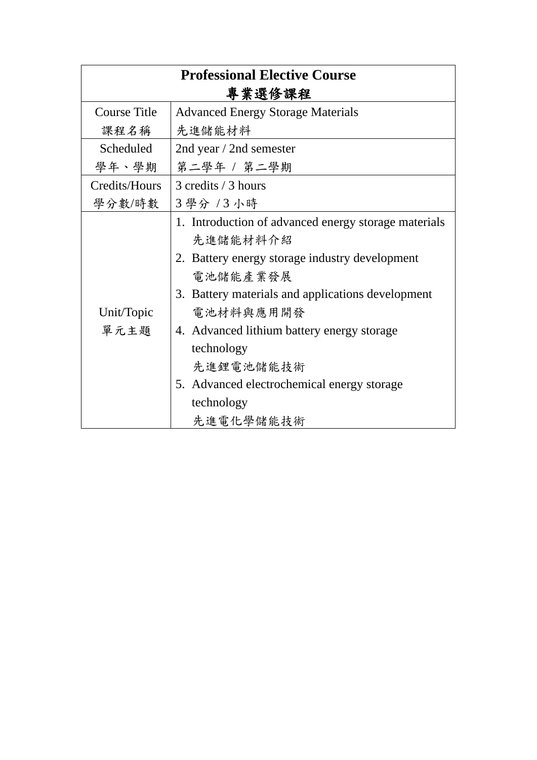| Professional Elective Course<br>專業選修課程 | |
|---|---|
| Course Title<br>課程名稱 | Advanced Energy Storage Materials<br>先進儲能材料 |
| Scheduled<br>學年、學期 | 2nd year / 2nd semester<br>第二學年 / 第二學期 |
| Credits/Hours<br>學分數/時數 | 3 credits / 3 hours<br>3 學分 / 3 小時 |
| Unit/Topic<br>單元主題 | 1. Introduction of advanced energy storage materials<br>先進儲能材料介紹<br>2. Battery energy storage industry development<br>電池儲能產業發展<br>3. Battery materials and applications development<br>電池材料與應用開發<br>4. Advanced lithium battery energy storage technology<br>先進鋰電池儲能技術<br>5. Advanced electrochemical energy storage technology<br>先進電化學儲能技術 |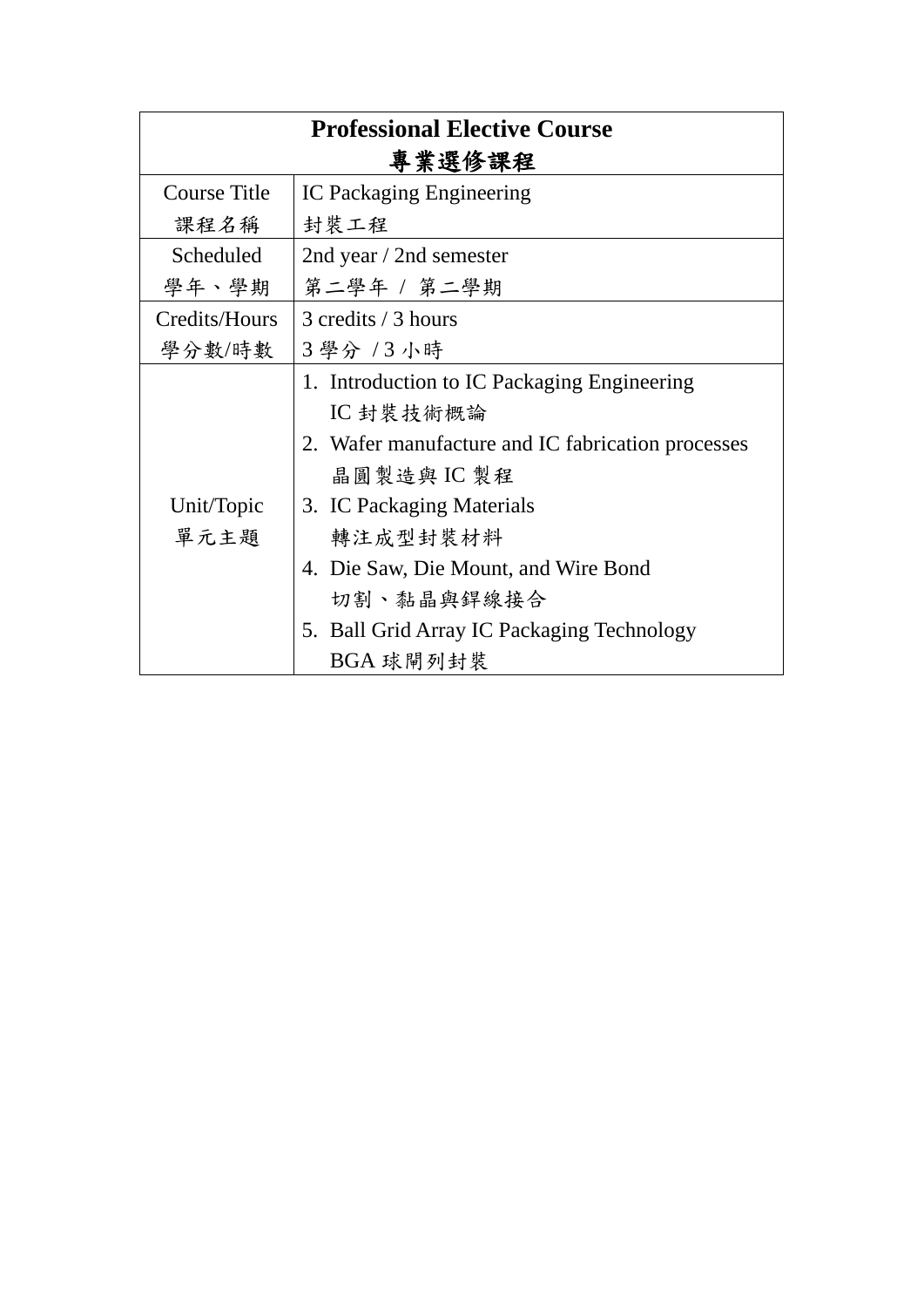| Professional Elective Course<br>專業選修課程 | |
|---|---|
| Course Title<br>課程名稱 | IC Packaging Engineering<br>封裝工程 |
| Scheduled<br>學年、學期 | 2nd year / 2nd semester<br>第二學年 / 第二學期 |
| Credits/Hours<br>學分數/時數 | 3 credits / 3 hours<br>3 學分 / 3 小時 |
| Unit/Topic<br>單元主題 | 1. Introduction to IC Packaging Engineering<br>IC 封裝技術概論<br>2. Wafer manufacture and IC fabrication processes<br>晶圓製造與 IC 製程<br>3. IC Packaging Materials<br>轉注成型封裝材料<br>4. Die Saw, Die Mount, and Wire Bond<br>切割、黏晶與銲線接合<br>5. Ball Grid Array IC Packaging Technology<br>BGA 球閘列封裝 |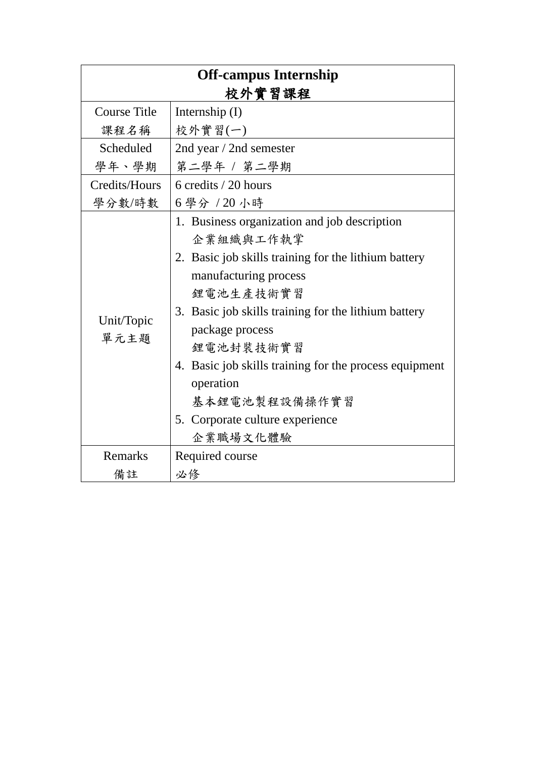| **Off-campus Internship**<br>**校外實習課程** | |
|---|---|
| Course Title<br>課程名稱 | Internship (I)<br>校外實習(一) |
| Scheduled<br>學年、學期 | 2nd year / 2nd semester<br>第二學年 / 第二學期 |
| Credits/Hours<br>學分數/時數 | 6 credits / 20 hours<br>6 學分 / 20 小時 |
| Unit/Topic<br>單元主題 | 1. Business organization and job description<br>企業組織與工作執掌<br>2. Basic job skills training for the lithium battery manufacturing process<br>鋰電池生產技術實習<br>3. Basic job skills training for the lithium battery package process<br>鋰電池封裝技術實習<br>4. Basic job skills training for the process equipment operation<br>基本鋰電池製程設備操作實習<br>5. Corporate culture experience<br>企業職場文化體驗 |
| Remarks<br>備註 | Required course<br>必修 |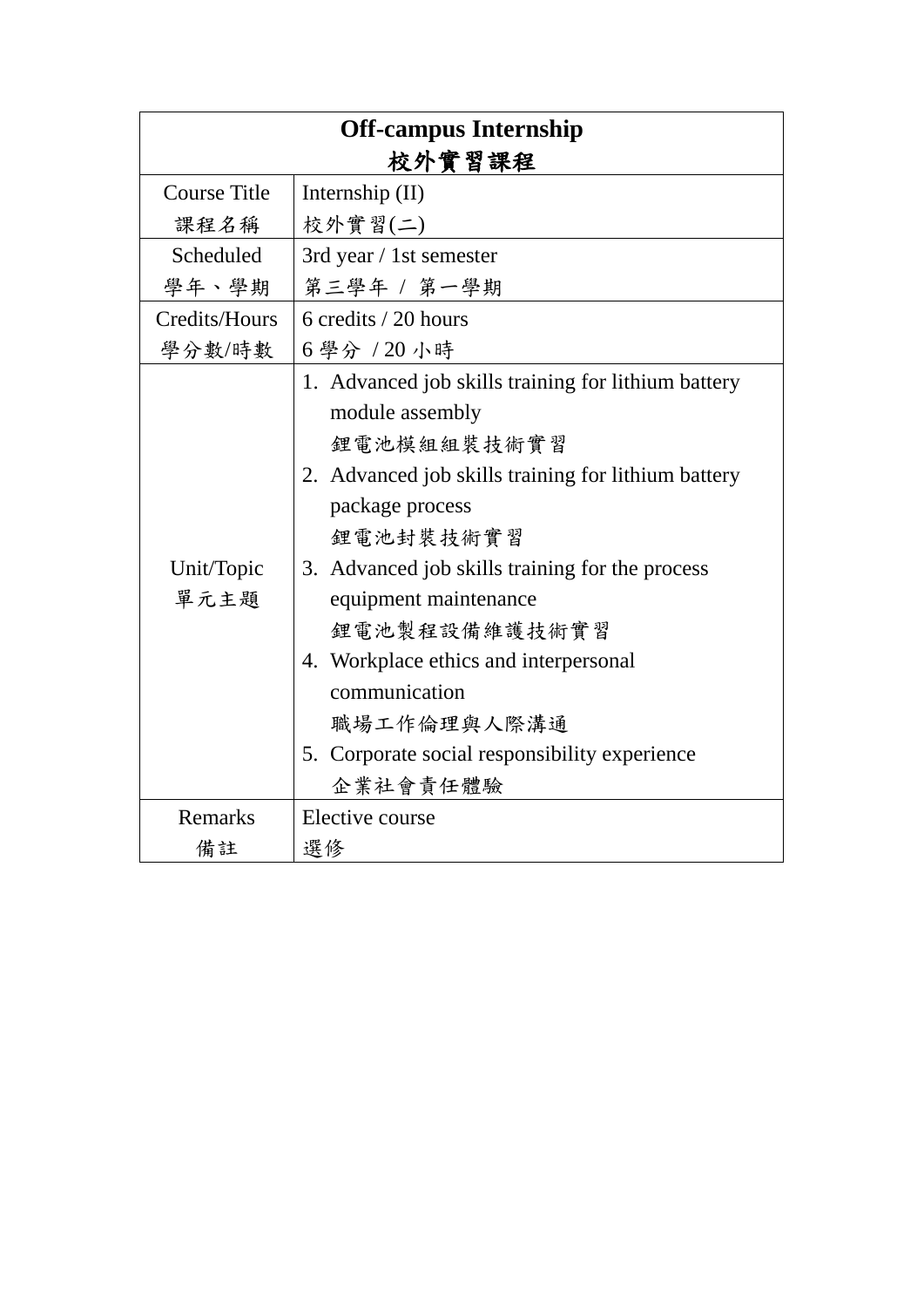<table>
<tr><th colspan="2"><b>Off-campus Internship</b><br><b>校外實習課程</b></th></tr>
<tr><td>Course Title<br>課程名稱</td><td>Internship (II)<br>校外實習(二)</td></tr>
<tr><td>Scheduled<br>學年、學期</td><td>3rd year / 1st semester<br>第三學年 / 第一學期</td></tr>
<tr><td>Credits/Hours<br>學分數/時數</td><td>6 credits / 20 hours<br>6 學分 / 20 小時</td></tr>
<tr><td>Unit/Topic<br>單元主題</td><td>1. Advanced job skills training for lithium battery module assembly<br>鋰電池模組組裝技術實習<br>2. Advanced job skills training for lithium battery package process<br>鋰電池封裝技術實習<br>3. Advanced job skills training for the process equipment maintenance<br>鋰電池製程設備維護技術實習<br>4. Workplace ethics and interpersonal communication<br>職場工作倫理與人際溝通<br>5. Corporate social responsibility experience<br>企業社會責任體驗</td></tr>
<tr><td>Remarks<br>備註</td><td>Elective course<br>選修</td></tr>
</table>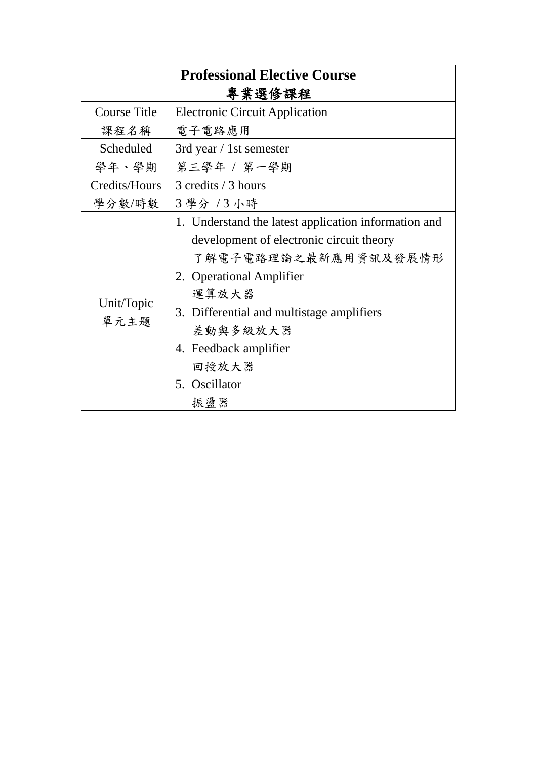| **Professional Elective Course**<br>**專業選修課程** | |
|---|---|
| Course Title<br>課程名稱 | Electronic Circuit Application<br>電子電路應用 |
| Scheduled<br>學年、學期 | 3rd year / 1st semester<br>第三學年 / 第一學期 |
| Credits/Hours<br>學分數/時數 | 3 credits / 3 hours<br>3 學分 / 3 小時 |
| Unit/Topic<br>單元主題 | 1. Understand the latest application information and development of electronic circuit theory<br>了解電子電路理論之最新應用資訊及發展情形<br>2. Operational Amplifier<br>運算放大器<br>3. Differential and multistage amplifiers<br>差動與多級放大器<br>4. Feedback amplifier<br>回授放大器<br>5. Oscillator<br>振盪器 |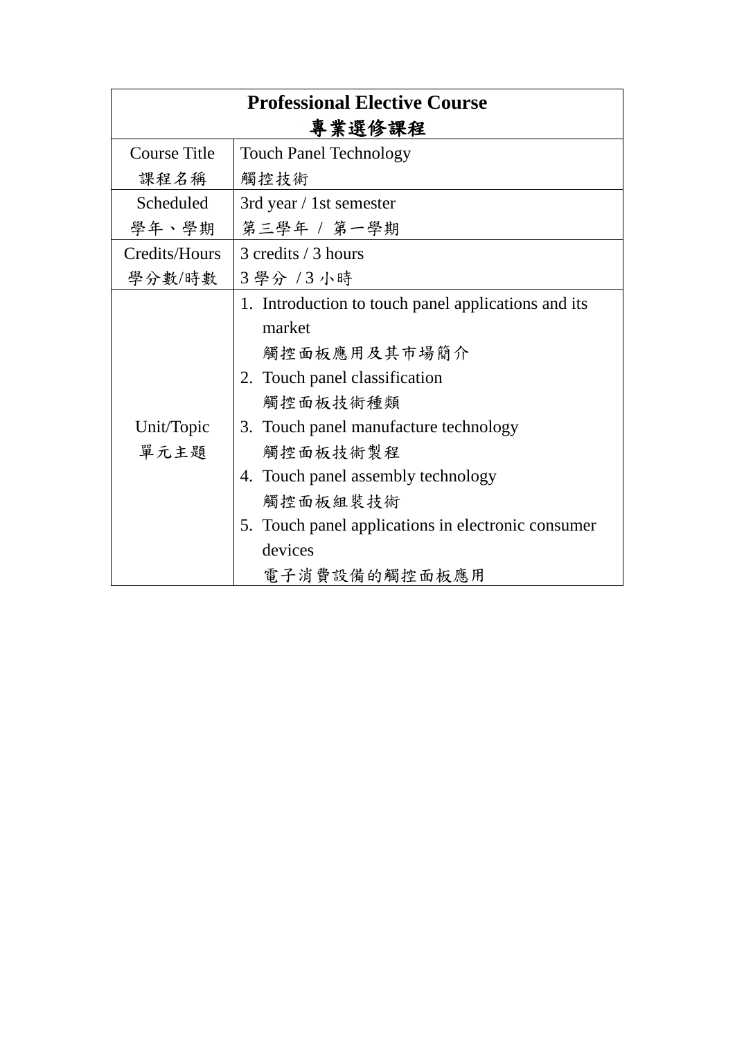| Professional Elective Course<br>專業選修課程 | |
|---|---|
| Course Title<br>課程名稱 | Touch Panel Technology<br>觸控技術 |
| Scheduled<br>學年、學期 | 3rd year / 1st semester<br>第三學年 / 第一學期 |
| Credits/Hours<br>學分數/時數 | 3 credits / 3 hours<br>3 學分 / 3 小時 |
| Unit/Topic<br>單元主題 | 1. Introduction to touch panel applications and its market<br>觸控面板應用及其市場簡介<br>2. Touch panel classification<br>觸控面板技術種類<br>3. Touch panel manufacture technology<br>觸控面板技術製程<br>4. Touch panel assembly technology<br>觸控面板組裝技術<br>5. Touch panel applications in electronic consumer devices<br>電子消費設備的觸控面板應用 |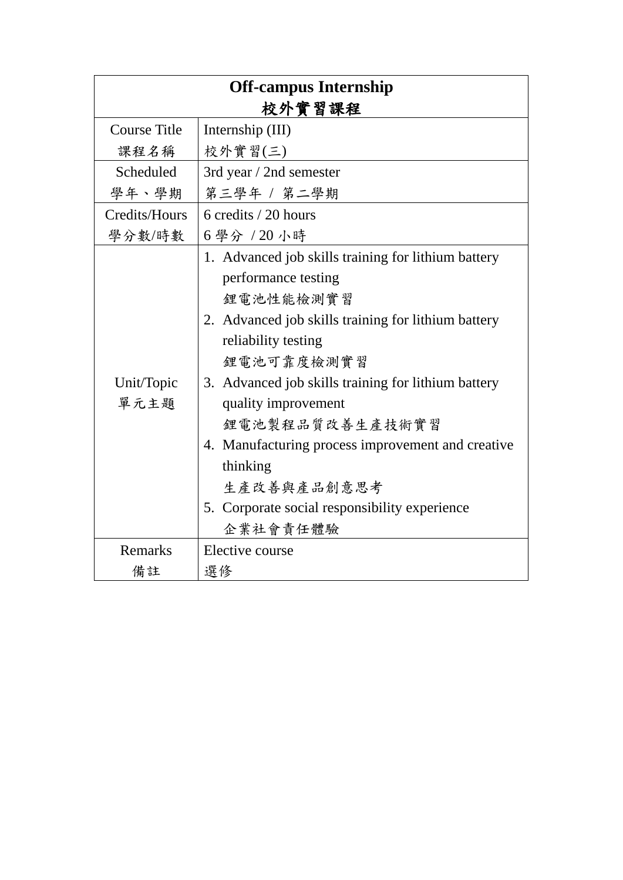| **Off-campus Internship**<br>**校外實習課程** | |
|---|---|
| Course Title<br>課程名稱 | Internship (III)<br>校外實習(三) |
| Scheduled<br>學年、學期 | 3rd year / 2nd semester<br>第三學年 / 第二學期 |
| Credits/Hours<br>學分數/時數 | 6 credits / 20 hours<br>6 學分 / 20 小時 |
| Unit/Topic<br>單元主題 | 1. Advanced job skills training for lithium battery performance testing<br>鋰電池性能檢測實習<br>2. Advanced job skills training for lithium battery reliability testing<br>鋰電池可靠度檢測實習<br>3. Advanced job skills training for lithium battery quality improvement<br>鋰電池製程品質改善生產技術實習<br>4. Manufacturing process improvement and creative thinking<br>生產改善與產品創意思考<br>5. Corporate social responsibility experience<br>企業社會責任體驗 |
| Remarks<br>備註 | Elective course<br>選修 |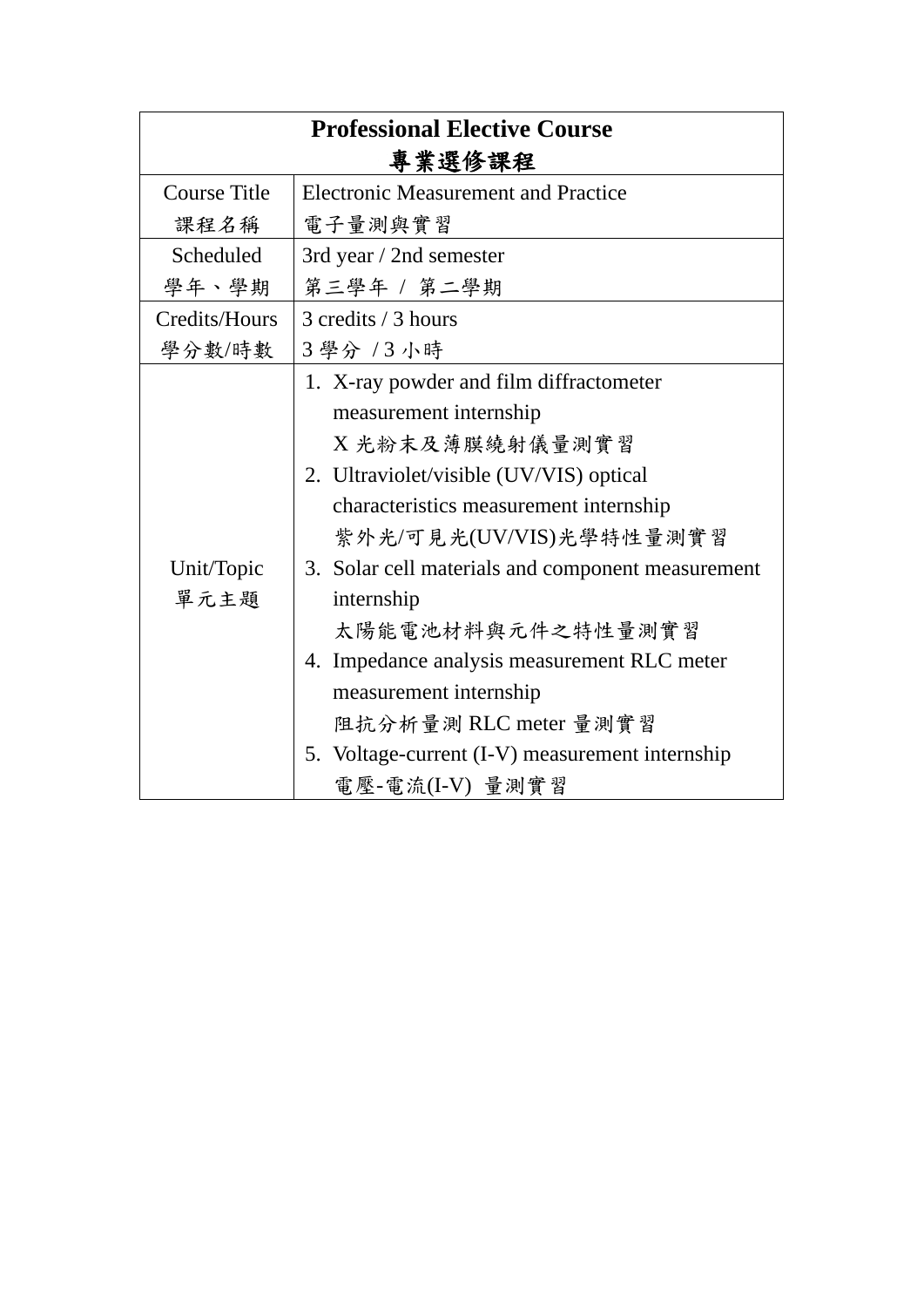| **Professional Elective Course**<br>**專業選修課程** | |
|---|---|
| Course Title<br>課程名稱 | Electronic Measurement and Practice<br>電子量測與實習 |
| Scheduled<br>學年、學期 | 3rd year / 2nd semester<br>第三學年 / 第二學期 |
| Credits/Hours<br>學分數/時數 | 3 credits / 3 hours<br>3 學分 / 3 小時 |
| Unit/Topic<br>單元主題 | 1. X-ray powder and film diffractometer measurement internship<br>X 光粉末及薄膜繞射儀量測實習<br>2. Ultraviolet/visible (UV/VIS) optical characteristics measurement internship<br>紫外光/可見光(UV/VIS)光學特性量測實習<br>3. Solar cell materials and component measurement internship<br>太陽能電池材料與元件之特性量測實習<br>4. Impedance analysis measurement RLC meter measurement internship<br>阻抗分析量測 RLC meter 量測實習<br>5. Voltage-current (I-V) measurement internship<br>電壓-電流(I-V) 量測實習 |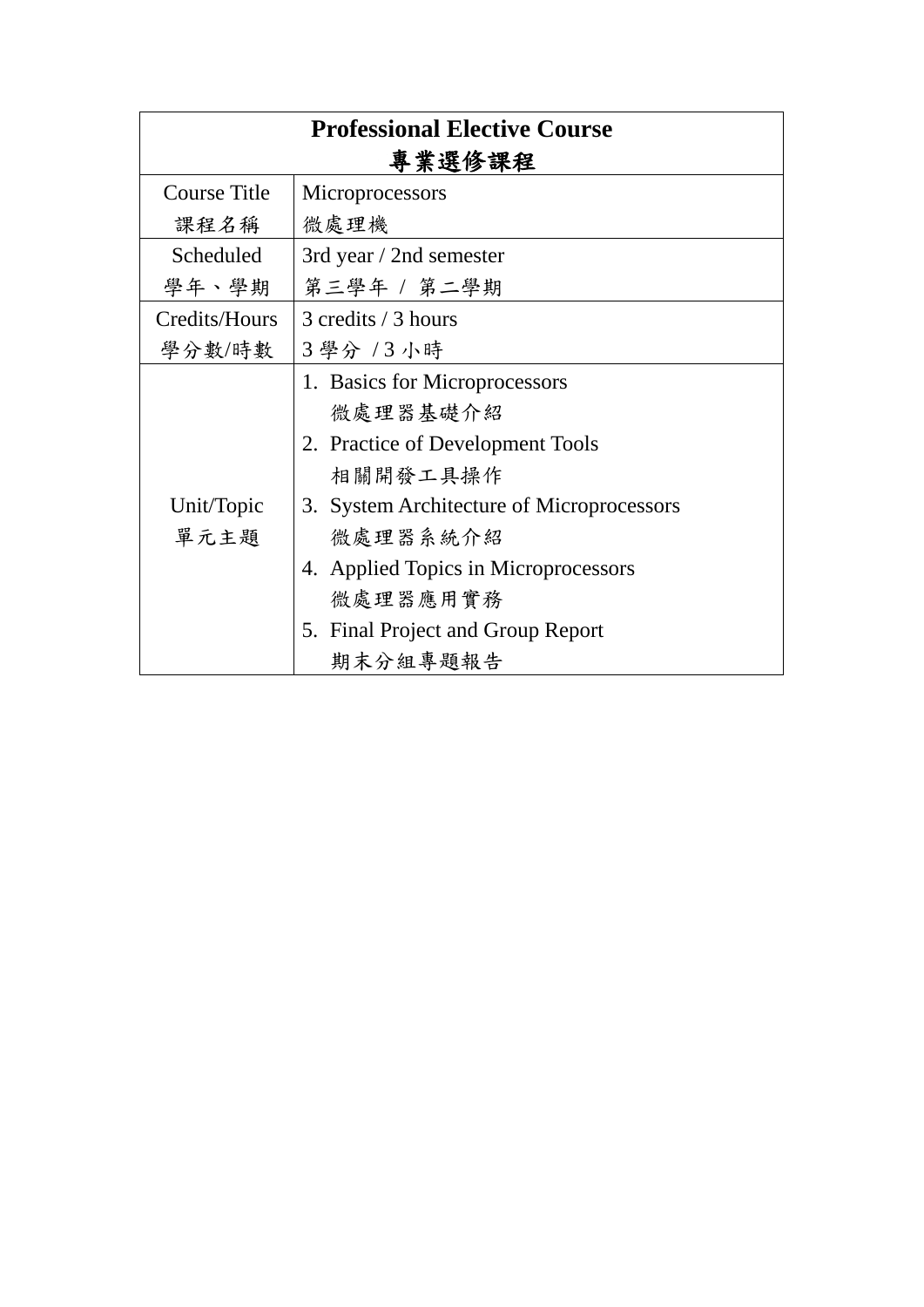| Professional Elective Course<br>專業選修課程 | |
|---|---|
| Course Title<br>課程名稱 | Microprocessors<br>微處理機 |
| Scheduled<br>學年、學期 | 3rd year / 2nd semester<br>第三學年 / 第二學期 |
| Credits/Hours<br>學分數/時數 | 3 credits / 3 hours<br>3 學分 / 3 小時 |
| Unit/Topic<br>單元主題 | 1. Basics for Microprocessors<br>微處理器基礎介紹<br>2. Practice of Development Tools<br>相關開發工具操作<br>3. System Architecture of Microprocessors<br>微處理器系統介紹<br>4. Applied Topics in Microprocessors<br>微處理器應用實務<br>5. Final Project and Group Report<br>期末分組專題報告 |